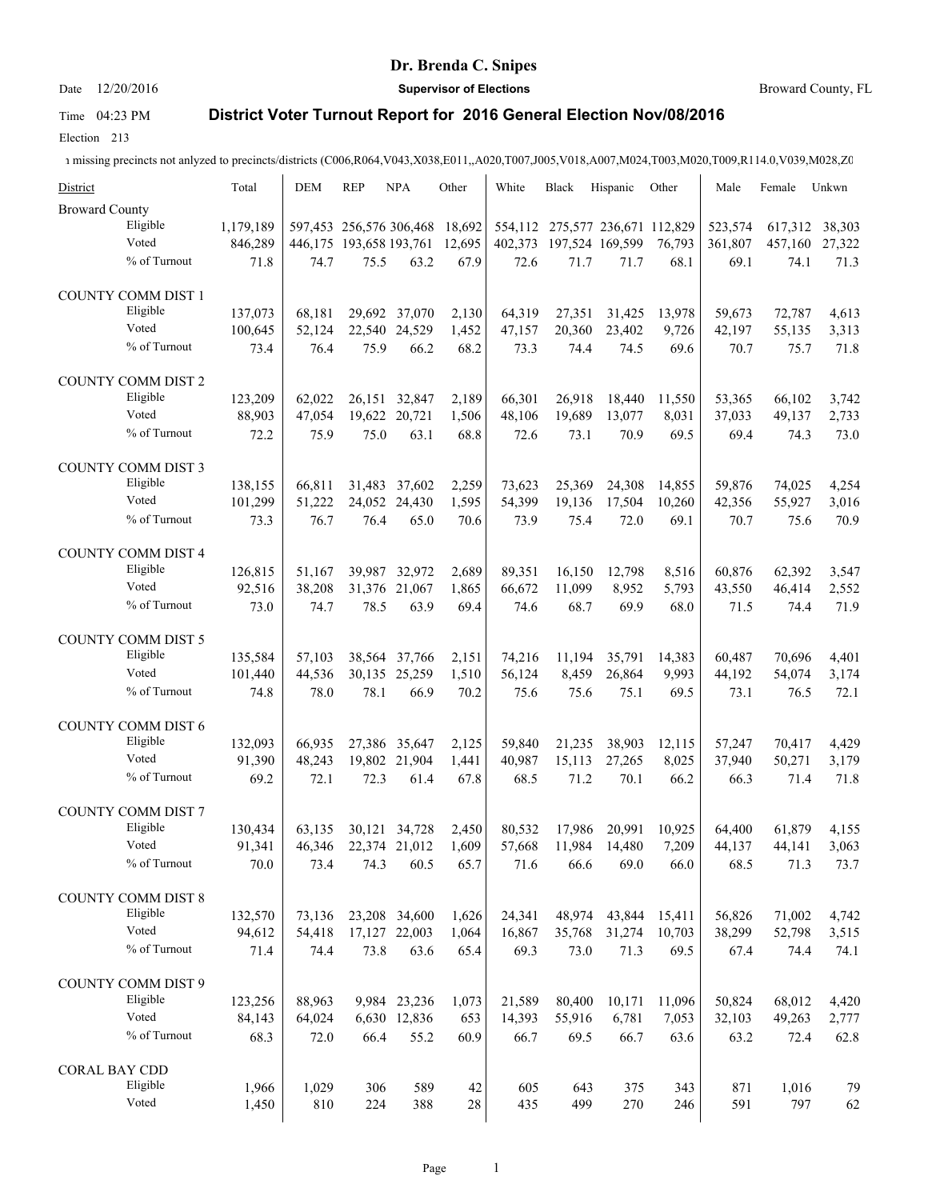# Dr. Brenda C. Snipes

Date 12/20/2016 **Supervisor of Elections** Broward County, FL

Time 04:23 PM **District Voter Turnout Report for 2016 General Election Nov/08/2016**

Election 213

ı missing precincts not anlyzed to precincts/districts (C006,R064,V043,X038,E011,,A020,T007,J005,V018,A007,M024,T003,M020,T009,R114.0,V039,M028,Z0

| District | | Total | DEM | REP | NPA | Other | White | Black | Hispanic | Other | Male | Female | Unkwn |
|---|---|---|---|---|---|---|---|---|---|---|---|---|---|
| Broward County | | | | | | | | | | | | | |
| | Eligible | 1,179,189 | 597,453 | 256,576 | 306,468 | 18,692 | 554,112 | 275,577 | 236,671 | 112,829 | 523,574 | 617,312 | 38,303 |
| | Voted | 846,289 | 446,175 | 193,658 | 193,761 | 12,695 | 402,373 | 197,524 | 169,599 | 76,793 | 361,807 | 457,160 | 27,322 |
| | % of Turnout | 71.8 | 74.7 | 75.5 | 63.2 | 67.9 | 72.6 | 71.7 | 71.7 | 68.1 | 69.1 | 74.1 | 71.3 |
| COUNTY COMM DIST 1 | | | | | | | | | | | | | |
| | Eligible | 137,073 | 68,181 | 29,692 | 37,070 | 2,130 | 64,319 | 27,351 | 31,425 | 13,978 | 59,673 | 72,787 | 4,613 |
| | Voted | 100,645 | 52,124 | 22,540 | 24,529 | 1,452 | 47,157 | 20,360 | 23,402 | 9,726 | 42,197 | 55,135 | 3,313 |
| | % of Turnout | 73.4 | 76.4 | 75.9 | 66.2 | 68.2 | 73.3 | 74.4 | 74.5 | 69.6 | 70.7 | 75.7 | 71.8 |
| COUNTY COMM DIST 2 | | | | | | | | | | | | | |
| | Eligible | 123,209 | 62,022 | 26,151 | 32,847 | 2,189 | 66,301 | 26,918 | 18,440 | 11,550 | 53,365 | 66,102 | 3,742 |
| | Voted | 88,903 | 47,054 | 19,622 | 20,721 | 1,506 | 48,106 | 19,689 | 13,077 | 8,031 | 37,033 | 49,137 | 2,733 |
| | % of Turnout | 72.2 | 75.9 | 75.0 | 63.1 | 68.8 | 72.6 | 73.1 | 70.9 | 69.5 | 69.4 | 74.3 | 73.0 |
| COUNTY COMM DIST 3 | | | | | | | | | | | | | |
| | Eligible | 138,155 | 66,811 | 31,483 | 37,602 | 2,259 | 73,623 | 25,369 | 24,308 | 14,855 | 59,876 | 74,025 | 4,254 |
| | Voted | 101,299 | 51,222 | 24,052 | 24,430 | 1,595 | 54,399 | 19,136 | 17,504 | 10,260 | 42,356 | 55,927 | 3,016 |
| | % of Turnout | 73.3 | 76.7 | 76.4 | 65.0 | 70.6 | 73.9 | 75.4 | 72.0 | 69.1 | 70.7 | 75.6 | 70.9 |
| COUNTY COMM DIST 4 | | | | | | | | | | | | | |
| | Eligible | 126,815 | 51,167 | 39,987 | 32,972 | 2,689 | 89,351 | 16,150 | 12,798 | 8,516 | 60,876 | 62,392 | 3,547 |
| | Voted | 92,516 | 38,208 | 31,376 | 21,067 | 1,865 | 66,672 | 11,099 | 8,952 | 5,793 | 43,550 | 46,414 | 2,552 |
| | % of Turnout | 73.0 | 74.7 | 78.5 | 63.9 | 69.4 | 74.6 | 68.7 | 69.9 | 68.0 | 71.5 | 74.4 | 71.9 |
| COUNTY COMM DIST 5 | | | | | | | | | | | | | |
| | Eligible | 135,584 | 57,103 | 38,564 | 37,766 | 2,151 | 74,216 | 11,194 | 35,791 | 14,383 | 60,487 | 70,696 | 4,401 |
| | Voted | 101,440 | 44,536 | 30,135 | 25,259 | 1,510 | 56,124 | 8,459 | 26,864 | 9,993 | 44,192 | 54,074 | 3,174 |
| | % of Turnout | 74.8 | 78.0 | 78.1 | 66.9 | 70.2 | 75.6 | 75.6 | 75.1 | 69.5 | 73.1 | 76.5 | 72.1 |
| COUNTY COMM DIST 6 | | | | | | | | | | | | | |
| | Eligible | 132,093 | 66,935 | 27,386 | 35,647 | 2,125 | 59,840 | 21,235 | 38,903 | 12,115 | 57,247 | 70,417 | 4,429 |
| | Voted | 91,390 | 48,243 | 19,802 | 21,904 | 1,441 | 40,987 | 15,113 | 27,265 | 8,025 | 37,940 | 50,271 | 3,179 |
| | % of Turnout | 69.2 | 72.1 | 72.3 | 61.4 | 67.8 | 68.5 | 71.2 | 70.1 | 66.2 | 66.3 | 71.4 | 71.8 |
| COUNTY COMM DIST 7 | | | | | | | | | | | | | |
| | Eligible | 130,434 | 63,135 | 30,121 | 34,728 | 2,450 | 80,532 | 17,986 | 20,991 | 10,925 | 64,400 | 61,879 | 4,155 |
| | Voted | 91,341 | 46,346 | 22,374 | 21,012 | 1,609 | 57,668 | 11,984 | 14,480 | 7,209 | 44,137 | 44,141 | 3,063 |
| | % of Turnout | 70.0 | 73.4 | 74.3 | 60.5 | 65.7 | 71.6 | 66.6 | 69.0 | 66.0 | 68.5 | 71.3 | 73.7 |
| COUNTY COMM DIST 8 | | | | | | | | | | | | | |
| | Eligible | 132,570 | 73,136 | 23,208 | 34,600 | 1,626 | 24,341 | 48,974 | 43,844 | 15,411 | 56,826 | 71,002 | 4,742 |
| | Voted | 94,612 | 54,418 | 17,127 | 22,003 | 1,064 | 16,867 | 35,768 | 31,274 | 10,703 | 38,299 | 52,798 | 3,515 |
| | % of Turnout | 71.4 | 74.4 | 73.8 | 63.6 | 65.4 | 69.3 | 73.0 | 71.3 | 69.5 | 67.4 | 74.4 | 74.1 |
| COUNTY COMM DIST 9 | | | | | | | | | | | | | |
| | Eligible | 123,256 | 88,963 | 9,984 | 23,236 | 1,073 | 21,589 | 80,400 | 10,171 | 11,096 | 50,824 | 68,012 | 4,420 |
| | Voted | 84,143 | 64,024 | 6,630 | 12,836 | 653 | 14,393 | 55,916 | 6,781 | 7,053 | 32,103 | 49,263 | 2,777 |
| | % of Turnout | 68.3 | 72.0 | 66.4 | 55.2 | 60.9 | 66.7 | 69.5 | 66.7 | 63.6 | 63.2 | 72.4 | 62.8 |
| CORAL BAY CDD | | | | | | | | | | | | | |
| | Eligible | 1,966 | 1,029 | 306 | 589 | 42 | 605 | 643 | 375 | 343 | 871 | 1,016 | 79 |
| | Voted | 1,450 | 810 | 224 | 388 | 28 | 435 | 499 | 270 | 246 | 591 | 797 | 62 |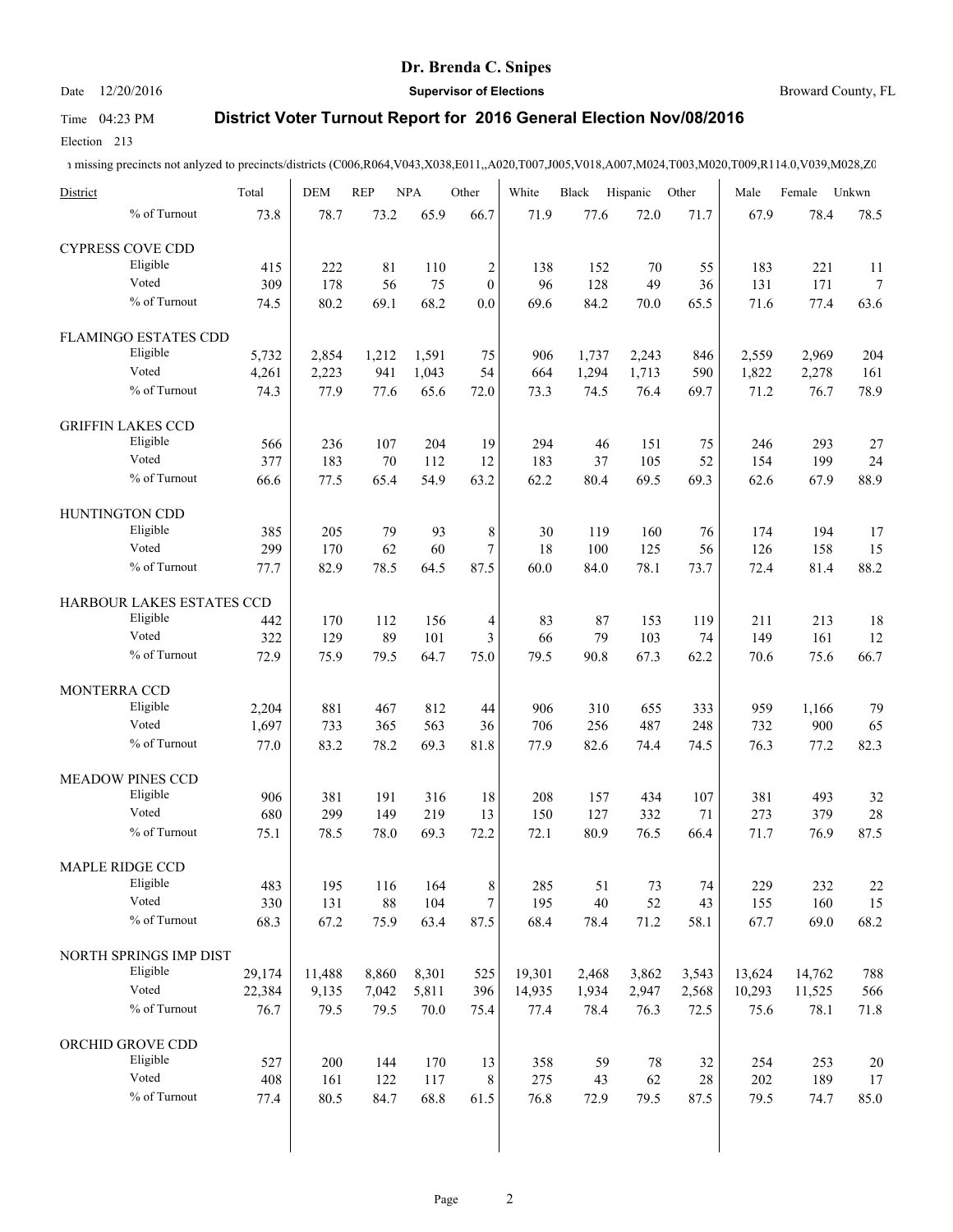**Dr. Brenda C. Snipes**

Date 12/20/2016 **Supervisor of Elections** Broward County, FL

Time 04:23 PM **District Voter Turnout Report for 2016 General Election Nov/08/2016**

Election 213

ı missing precincts not anlyzed to precincts/districts (C006,R064,V043,X038,E011,,A020,T007,J005,V018,A007,M024,T003,M020,T009,R114.0,V039,M028,Z0

| District | | Total | DEM | REP | NPA | Other | White | Black | Hispanic | Other | Male | Female | Unkwn |
|---|---|---|---|---|---|---|---|---|---|---|---|---|---|
| | % of Turnout | 73.8 | 78.7 | 73.2 | 65.9 | 66.7 | 71.9 | 77.6 | 72.0 | 71.7 | 67.9 | 78.4 | 78.5 |
| CYPRESS COVE CDD | | | | | | | | | | | | | |
| | Eligible | 415 | 222 | 81 | 110 | 2 | 138 | 152 | 70 | 55 | 183 | 221 | 11 |
| | Voted | 309 | 178 | 56 | 75 | 0 | 96 | 128 | 49 | 36 | 131 | 171 | 7 |
| | % of Turnout | 74.5 | 80.2 | 69.1 | 68.2 | 0.0 | 69.6 | 84.2 | 70.0 | 65.5 | 71.6 | 77.4 | 63.6 |
| FLAMINGO ESTATES CDD | | | | | | | | | | | | | |
| | Eligible | 5,732 | 2,854 | 1,212 | 1,591 | 75 | 906 | 1,737 | 2,243 | 846 | 2,559 | 2,969 | 204 |
| | Voted | 4,261 | 2,223 | 941 | 1,043 | 54 | 664 | 1,294 | 1,713 | 590 | 1,822 | 2,278 | 161 |
| | % of Turnout | 74.3 | 77.9 | 77.6 | 65.6 | 72.0 | 73.3 | 74.5 | 76.4 | 69.7 | 71.2 | 76.7 | 78.9 |
| GRIFFIN LAKES CCD | | | | | | | | | | | | | |
| | Eligible | 566 | 236 | 107 | 204 | 19 | 294 | 46 | 151 | 75 | 246 | 293 | 27 |
| | Voted | 377 | 183 | 70 | 112 | 12 | 183 | 37 | 105 | 52 | 154 | 199 | 24 |
| | % of Turnout | 66.6 | 77.5 | 65.4 | 54.9 | 63.2 | 62.2 | 80.4 | 69.5 | 69.3 | 62.6 | 67.9 | 88.9 |
| HUNTINGTON CDD | | | | | | | | | | | | | |
| | Eligible | 385 | 205 | 79 | 93 | 8 | 30 | 119 | 160 | 76 | 174 | 194 | 17 |
| | Voted | 299 | 170 | 62 | 60 | 7 | 18 | 100 | 125 | 56 | 126 | 158 | 15 |
| | % of Turnout | 77.7 | 82.9 | 78.5 | 64.5 | 87.5 | 60.0 | 84.0 | 78.1 | 73.7 | 72.4 | 81.4 | 88.2 |
| HARBOUR LAKES ESTATES CCD | | | | | | | | | | | | | |
| | Eligible | 442 | 170 | 112 | 156 | 4 | 83 | 87 | 153 | 119 | 211 | 213 | 18 |
| | Voted | 322 | 129 | 89 | 101 | 3 | 66 | 79 | 103 | 74 | 149 | 161 | 12 |
| | % of Turnout | 72.9 | 75.9 | 79.5 | 64.7 | 75.0 | 79.5 | 90.8 | 67.3 | 62.2 | 70.6 | 75.6 | 66.7 |
| MONTERRA CCD | | | | | | | | | | | | | |
| | Eligible | 2,204 | 881 | 467 | 812 | 44 | 906 | 310 | 655 | 333 | 959 | 1,166 | 79 |
| | Voted | 1,697 | 733 | 365 | 563 | 36 | 706 | 256 | 487 | 248 | 732 | 900 | 65 |
| | % of Turnout | 77.0 | 83.2 | 78.2 | 69.3 | 81.8 | 77.9 | 82.6 | 74.4 | 74.5 | 76.3 | 77.2 | 82.3 |
| MEADOW PINES CCD | | | | | | | | | | | | | |
| | Eligible | 906 | 381 | 191 | 316 | 18 | 208 | 157 | 434 | 107 | 381 | 493 | 32 |
| | Voted | 680 | 299 | 149 | 219 | 13 | 150 | 127 | 332 | 71 | 273 | 379 | 28 |
| | % of Turnout | 75.1 | 78.5 | 78.0 | 69.3 | 72.2 | 72.1 | 80.9 | 76.5 | 66.4 | 71.7 | 76.9 | 87.5 |
| MAPLE RIDGE CCD | | | | | | | | | | | | | |
| | Eligible | 483 | 195 | 116 | 164 | 8 | 285 | 51 | 73 | 74 | 229 | 232 | 22 |
| | Voted | 330 | 131 | 88 | 104 | 7 | 195 | 40 | 52 | 43 | 155 | 160 | 15 |
| | % of Turnout | 68.3 | 67.2 | 75.9 | 63.4 | 87.5 | 68.4 | 78.4 | 71.2 | 58.1 | 67.7 | 69.0 | 68.2 |
| NORTH SPRINGS IMP DIST | | | | | | | | | | | | | |
| | Eligible | 29,174 | 11,488 | 8,860 | 8,301 | 525 | 19,301 | 2,468 | 3,862 | 3,543 | 13,624 | 14,762 | 788 |
| | Voted | 22,384 | 9,135 | 7,042 | 5,811 | 396 | 14,935 | 1,934 | 2,947 | 2,568 | 10,293 | 11,525 | 566 |
| | % of Turnout | 76.7 | 79.5 | 79.5 | 70.0 | 75.4 | 77.4 | 78.4 | 76.3 | 72.5 | 75.6 | 78.1 | 71.8 |
| ORCHID GROVE CDD | | | | | | | | | | | | | |
| | Eligible | 527 | 200 | 144 | 170 | 13 | 358 | 59 | 78 | 32 | 254 | 253 | 20 |
| | Voted | 408 | 161 | 122 | 117 | 8 | 275 | 43 | 62 | 28 | 202 | 189 | 17 |
| | % of Turnout | 77.4 | 80.5 | 84.7 | 68.8 | 61.5 | 76.8 | 72.9 | 79.5 | 87.5 | 79.5 | 74.7 | 85.0 |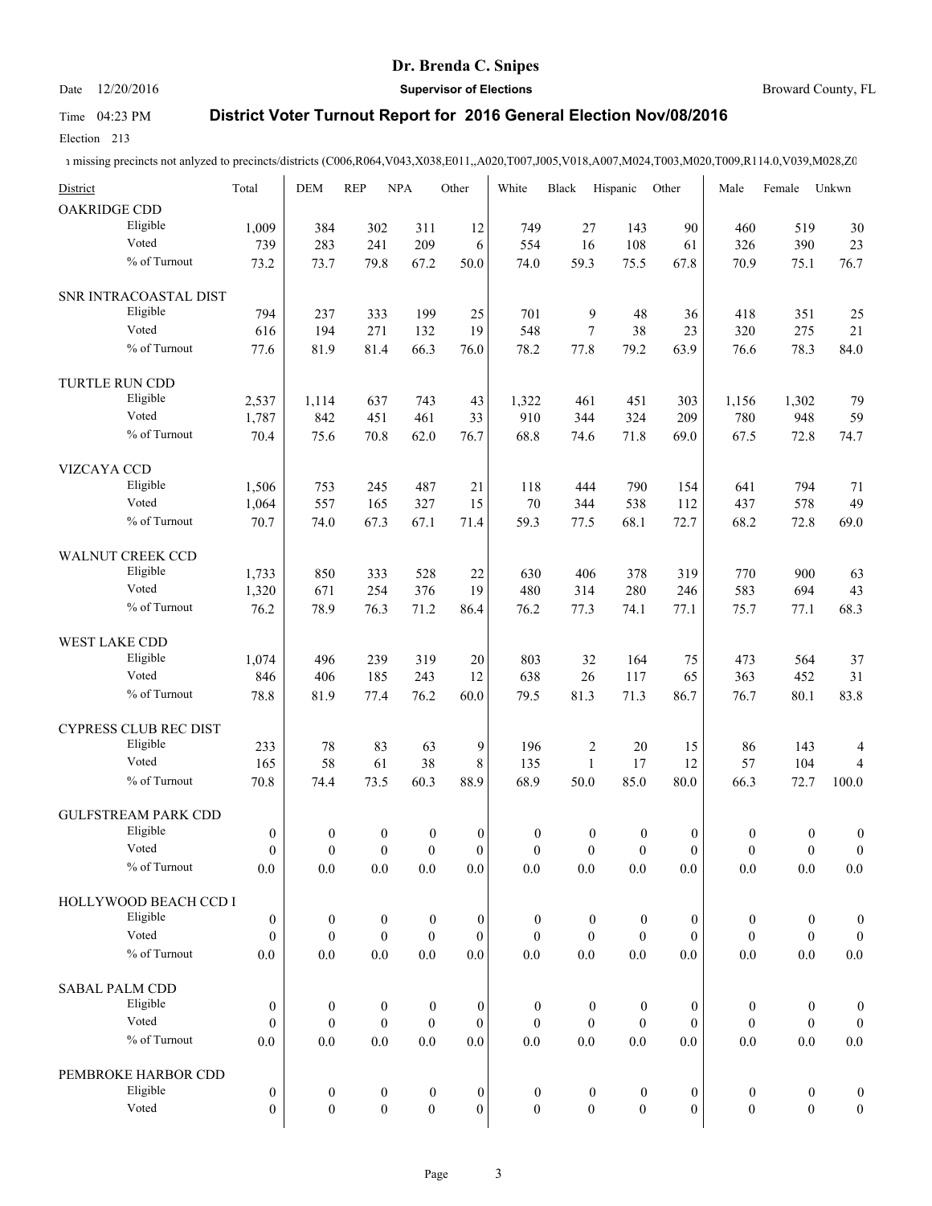# Dr. Brenda C. Snipes

Date 12/20/2016 **Supervisor of Elections** Broward County, FL

Time 04:23 PM **District Voter Turnout Report for 2016 General Election Nov/08/2016**

Election 213

ı missing precincts not anlyzed to precincts/districts (C006,R064,V043,X038,E011,,A020,T007,J005,V018,A007,M024,T003,M020,T009,R114.0,V039,M028,Z0

| District | | Total | DEM | REP | NPA | Other | White | Black | Hispanic | Other | Male | Female | Unkwn |
|---|---|---|---|---|---|---|---|---|---|---|---|---|---|
| OAKRIDGE CDD | | | | | | | | | | | | | |
| | Eligible | 1,009 | 384 | 302 | 311 | 12 | 749 | 27 | 143 | 90 | 460 | 519 | 30 |
| | Voted | 739 | 283 | 241 | 209 | 6 | 554 | 16 | 108 | 61 | 326 | 390 | 23 |
| | % of Turnout | 73.2 | 73.7 | 79.8 | 67.2 | 50.0 | 74.0 | 59.3 | 75.5 | 67.8 | 70.9 | 75.1 | 76.7 |
| SNR INTRACOASTAL DIST | | | | | | | | | | | | | |
| | Eligible | 794 | 237 | 333 | 199 | 25 | 701 | 9 | 48 | 36 | 418 | 351 | 25 |
| | Voted | 616 | 194 | 271 | 132 | 19 | 548 | 7 | 38 | 23 | 320 | 275 | 21 |
| | % of Turnout | 77.6 | 81.9 | 81.4 | 66.3 | 76.0 | 78.2 | 77.8 | 79.2 | 63.9 | 76.6 | 78.3 | 84.0 |
| TURTLE RUN CDD | | | | | | | | | | | | | |
| | Eligible | 2,537 | 1,114 | 637 | 743 | 43 | 1,322 | 461 | 451 | 303 | 1,156 | 1,302 | 79 |
| | Voted | 1,787 | 842 | 451 | 461 | 33 | 910 | 344 | 324 | 209 | 780 | 948 | 59 |
| | % of Turnout | 70.4 | 75.6 | 70.8 | 62.0 | 76.7 | 68.8 | 74.6 | 71.8 | 69.0 | 67.5 | 72.8 | 74.7 |
| VIZCAYA CCD | | | | | | | | | | | | | |
| | Eligible | 1,506 | 753 | 245 | 487 | 21 | 118 | 444 | 790 | 154 | 641 | 794 | 71 |
| | Voted | 1,064 | 557 | 165 | 327 | 15 | 70 | 344 | 538 | 112 | 437 | 578 | 49 |
| | % of Turnout | 70.7 | 74.0 | 67.3 | 67.1 | 71.4 | 59.3 | 77.5 | 68.1 | 72.7 | 68.2 | 72.8 | 69.0 |
| WALNUT CREEK CCD | | | | | | | | | | | | | |
| | Eligible | 1,733 | 850 | 333 | 528 | 22 | 630 | 406 | 378 | 319 | 770 | 900 | 63 |
| | Voted | 1,320 | 671 | 254 | 376 | 19 | 480 | 314 | 280 | 246 | 583 | 694 | 43 |
| | % of Turnout | 76.2 | 78.9 | 76.3 | 71.2 | 86.4 | 76.2 | 77.3 | 74.1 | 77.1 | 75.7 | 77.1 | 68.3 |
| WEST LAKE CDD | | | | | | | | | | | | | |
| | Eligible | 1,074 | 496 | 239 | 319 | 20 | 803 | 32 | 164 | 75 | 473 | 564 | 37 |
| | Voted | 846 | 406 | 185 | 243 | 12 | 638 | 26 | 117 | 65 | 363 | 452 | 31 |
| | % of Turnout | 78.8 | 81.9 | 77.4 | 76.2 | 60.0 | 79.5 | 81.3 | 71.3 | 86.7 | 76.7 | 80.1 | 83.8 |
| CYPRESS CLUB REC DIST | | | | | | | | | | | | | |
| | Eligible | 233 | 78 | 83 | 63 | 9 | 196 | 2 | 20 | 15 | 86 | 143 | 4 |
| | Voted | 165 | 58 | 61 | 38 | 8 | 135 | 1 | 17 | 12 | 57 | 104 | 4 |
| | % of Turnout | 70.8 | 74.4 | 73.5 | 60.3 | 88.9 | 68.9 | 50.0 | 85.0 | 80.0 | 66.3 | 72.7 | 100.0 |
| GULFSTREAM PARK CDD | | | | | | | | | | | | | |
| | Eligible | 0 | 0 | 0 | 0 | 0 | 0 | 0 | 0 | 0 | 0 | 0 | 0 |
| | Voted | 0 | 0 | 0 | 0 | 0 | 0 | 0 | 0 | 0 | 0 | 0 | 0 |
| | % of Turnout | 0.0 | 0.0 | 0.0 | 0.0 | 0.0 | 0.0 | 0.0 | 0.0 | 0.0 | 0.0 | 0.0 | 0.0 |
| HOLLYWOOD BEACH CCD I | | | | | | | | | | | | | |
| | Eligible | 0 | 0 | 0 | 0 | 0 | 0 | 0 | 0 | 0 | 0 | 0 | 0 |
| | Voted | 0 | 0 | 0 | 0 | 0 | 0 | 0 | 0 | 0 | 0 | 0 | 0 |
| | % of Turnout | 0.0 | 0.0 | 0.0 | 0.0 | 0.0 | 0.0 | 0.0 | 0.0 | 0.0 | 0.0 | 0.0 | 0.0 |
| SABAL PALM CDD | | | | | | | | | | | | | |
| | Eligible | 0 | 0 | 0 | 0 | 0 | 0 | 0 | 0 | 0 | 0 | 0 | 0 |
| | Voted | 0 | 0 | 0 | 0 | 0 | 0 | 0 | 0 | 0 | 0 | 0 | 0 |
| | % of Turnout | 0.0 | 0.0 | 0.0 | 0.0 | 0.0 | 0.0 | 0.0 | 0.0 | 0.0 | 0.0 | 0.0 | 0.0 |
| PEMBROKE HARBOR CDD | | | | | | | | | | | | | |
| | Eligible | 0 | 0 | 0 | 0 | 0 | 0 | 0 | 0 | 0 | 0 | 0 | 0 |
| | Voted | 0 | 0 | 0 | 0 | 0 | 0 | 0 | 0 | 0 | 0 | 0 | 0 |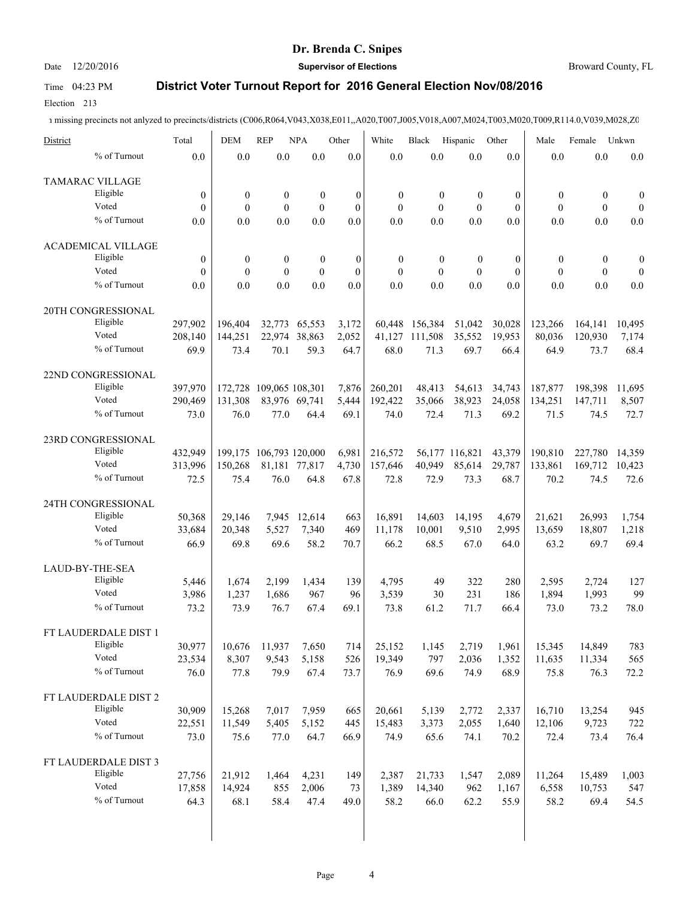**Dr. Brenda C. Snipes**

Date 12/20/2016 **Supervisor of Elections** Broward County, FL

Time 04:23 PM **District Voter Turnout Report for 2016 General Election Nov/08/2016**

Election 213

ı missing precincts not anlyzed to precincts/districts (C006,R064,V043,X038,E011,,A020,T007,J005,V018,A007,M024,T003,M020,T009,R114.0,V039,M028,Z0

| District | | Total | DEM | REP | NPA | Other | White | Black | Hispanic | Other | Male | Female | Unkwn |
|---|---|---|---|---|---|---|---|---|---|---|---|---|---|
| | % of Turnout | 0.0 | 0.0 | 0.0 | 0.0 | 0.0 | 0.0 | 0.0 | 0.0 | 0.0 | 0.0 | 0.0 | 0.0 |
| TAMARAC VILLAGE | | | | | | | | | | | | | |
| | Eligible | 0 | 0 | 0 | 0 | 0 | 0 | 0 | 0 | 0 | 0 | 0 | 0 |
| | Voted | 0 | 0 | 0 | 0 | 0 | 0 | 0 | 0 | 0 | 0 | 0 | 0 |
| | % of Turnout | 0.0 | 0.0 | 0.0 | 0.0 | 0.0 | 0.0 | 0.0 | 0.0 | 0.0 | 0.0 | 0.0 | 0.0 |
| ACADEMICAL VILLAGE | | | | | | | | | | | | | |
| | Eligible | 0 | 0 | 0 | 0 | 0 | 0 | 0 | 0 | 0 | 0 | 0 | 0 |
| | Voted | 0 | 0 | 0 | 0 | 0 | 0 | 0 | 0 | 0 | 0 | 0 | 0 |
| | % of Turnout | 0.0 | 0.0 | 0.0 | 0.0 | 0.0 | 0.0 | 0.0 | 0.0 | 0.0 | 0.0 | 0.0 | 0.0 |
| 20TH CONGRESSIONAL | | | | | | | | | | | | | |
| | Eligible | 297,902 | 196,404 | 32,773 | 65,553 | 3,172 | 60,448 | 156,384 | 51,042 | 30,028 | 123,266 | 164,141 | 10,495 |
| | Voted | 208,140 | 144,251 | 22,974 | 38,863 | 2,052 | 41,127 | 111,508 | 35,552 | 19,953 | 80,036 | 120,930 | 7,174 |
| | % of Turnout | 69.9 | 73.4 | 70.1 | 59.3 | 64.7 | 68.0 | 71.3 | 69.7 | 66.4 | 64.9 | 73.7 | 68.4 |
| 22ND CONGRESSIONAL | | | | | | | | | | | | | |
| | Eligible | 397,970 | 172,728 | 109,065 | 108,301 | 7,876 | 260,201 | 48,413 | 54,613 | 34,743 | 187,877 | 198,398 | 11,695 |
| | Voted | 290,469 | 131,308 | 83,976 | 69,741 | 5,444 | 192,422 | 35,066 | 38,923 | 24,058 | 134,251 | 147,711 | 8,507 |
| | % of Turnout | 73.0 | 76.0 | 77.0 | 64.4 | 69.1 | 74.0 | 72.4 | 71.3 | 69.2 | 71.5 | 74.5 | 72.7 |
| 23RD CONGRESSIONAL | | | | | | | | | | | | | |
| | Eligible | 432,949 | 199,175 | 106,793 | 120,000 | 6,981 | 216,572 | 56,177 | 116,821 | 43,379 | 190,810 | 227,780 | 14,359 |
| | Voted | 313,996 | 150,268 | 81,181 | 77,817 | 4,730 | 157,646 | 40,949 | 85,614 | 29,787 | 133,861 | 169,712 | 10,423 |
| | % of Turnout | 72.5 | 75.4 | 76.0 | 64.8 | 67.8 | 72.8 | 72.9 | 73.3 | 68.7 | 70.2 | 74.5 | 72.6 |
| 24TH CONGRESSIONAL | | | | | | | | | | | | | |
| | Eligible | 50,368 | 29,146 | 7,945 | 12,614 | 663 | 16,891 | 14,603 | 14,195 | 4,679 | 21,621 | 26,993 | 1,754 |
| | Voted | 33,684 | 20,348 | 5,527 | 7,340 | 469 | 11,178 | 10,001 | 9,510 | 2,995 | 13,659 | 18,807 | 1,218 |
| | % of Turnout | 66.9 | 69.8 | 69.6 | 58.2 | 70.7 | 66.2 | 68.5 | 67.0 | 64.0 | 63.2 | 69.7 | 69.4 |
| LAUD-BY-THE-SEA | | | | | | | | | | | | | |
| | Eligible | 5,446 | 1,674 | 2,199 | 1,434 | 139 | 4,795 | 49 | 322 | 280 | 2,595 | 2,724 | 127 |
| | Voted | 3,986 | 1,237 | 1,686 | 967 | 96 | 3,539 | 30 | 231 | 186 | 1,894 | 1,993 | 99 |
| | % of Turnout | 73.2 | 73.9 | 76.7 | 67.4 | 69.1 | 73.8 | 61.2 | 71.7 | 66.4 | 73.0 | 73.2 | 78.0 |
| FT LAUDERDALE DIST 1 | | | | | | | | | | | | | |
| | Eligible | 30,977 | 10,676 | 11,937 | 7,650 | 714 | 25,152 | 1,145 | 2,719 | 1,961 | 15,345 | 14,849 | 783 |
| | Voted | 23,534 | 8,307 | 9,543 | 5,158 | 526 | 19,349 | 797 | 2,036 | 1,352 | 11,635 | 11,334 | 565 |
| | % of Turnout | 76.0 | 77.8 | 79.9 | 67.4 | 73.7 | 76.9 | 69.6 | 74.9 | 68.9 | 75.8 | 76.3 | 72.2 |
| FT LAUDERDALE DIST 2 | | | | | | | | | | | | | |
| | Eligible | 30,909 | 15,268 | 7,017 | 7,959 | 665 | 20,661 | 5,139 | 2,772 | 2,337 | 16,710 | 13,254 | 945 |
| | Voted | 22,551 | 11,549 | 5,405 | 5,152 | 445 | 15,483 | 3,373 | 2,055 | 1,640 | 12,106 | 9,723 | 722 |
| | % of Turnout | 73.0 | 75.6 | 77.0 | 64.7 | 66.9 | 74.9 | 65.6 | 74.1 | 70.2 | 72.4 | 73.4 | 76.4 |
| FT LAUDERDALE DIST 3 | | | | | | | | | | | | | |
| | Eligible | 27,756 | 21,912 | 1,464 | 4,231 | 149 | 2,387 | 21,733 | 1,547 | 2,089 | 11,264 | 15,489 | 1,003 |
| | Voted | 17,858 | 14,924 | 855 | 2,006 | 73 | 1,389 | 14,340 | 962 | 1,167 | 6,558 | 10,753 | 547 |
| | % of Turnout | 64.3 | 68.1 | 58.4 | 47.4 | 49.0 | 58.2 | 66.0 | 62.2 | 55.9 | 58.2 | 69.4 | 54.5 |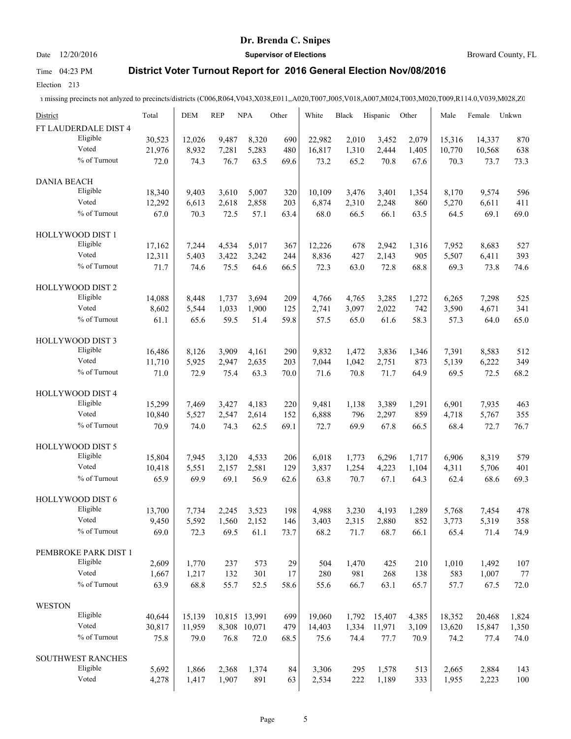Dr. Brenda C. Snipes

Date 12/20/2016 **Supervisor of Elections** Broward County, FL

Time 04:23 PM **District Voter Turnout Report for 2016 General Election Nov/08/2016**

Election 213

ı missing precincts not anlyzed to precincts/districts (C006,R064,V043,X038,E011,,A020,T007,J005,V018,A007,M024,T003,M020,T009,R114.0,V039,M028,Z0

| District | | Total | DEM | REP | NPA | Other | White | Black | Hispanic | Other | Male | Female | Unkwn |
|---|---|---|---|---|---|---|---|---|---|---|---|---|---|
| FT LAUDERDALE DIST 4 | | | | | | | | | | | | | |
| | Eligible | 30,523 | 12,026 | 9,487 | 8,320 | 690 | 22,982 | 2,010 | 3,452 | 2,079 | 15,316 | 14,337 | 870 |
| | Voted | 21,976 | 8,932 | 7,281 | 5,283 | 480 | 16,817 | 1,310 | 2,444 | 1,405 | 10,770 | 10,568 | 638 |
| | % of Turnout | 72.0 | 74.3 | 76.7 | 63.5 | 69.6 | 73.2 | 65.2 | 70.8 | 67.6 | 70.3 | 73.7 | 73.3 |
| DANIA BEACH | | | | | | | | | | | | | |
| | Eligible | 18,340 | 9,403 | 3,610 | 5,007 | 320 | 10,109 | 3,476 | 3,401 | 1,354 | 8,170 | 9,574 | 596 |
| | Voted | 12,292 | 6,613 | 2,618 | 2,858 | 203 | 6,874 | 2,310 | 2,248 | 860 | 5,270 | 6,611 | 411 |
| | % of Turnout | 67.0 | 70.3 | 72.5 | 57.1 | 63.4 | 68.0 | 66.5 | 66.1 | 63.5 | 64.5 | 69.1 | 69.0 |
| HOLLYWOOD DIST 1 | | | | | | | | | | | | | |
| | Eligible | 17,162 | 7,244 | 4,534 | 5,017 | 367 | 12,226 | 678 | 2,942 | 1,316 | 7,952 | 8,683 | 527 |
| | Voted | 12,311 | 5,403 | 3,422 | 3,242 | 244 | 8,836 | 427 | 2,143 | 905 | 5,507 | 6,411 | 393 |
| | % of Turnout | 71.7 | 74.6 | 75.5 | 64.6 | 66.5 | 72.3 | 63.0 | 72.8 | 68.8 | 69.3 | 73.8 | 74.6 |
| HOLLYWOOD DIST 2 | | | | | | | | | | | | | |
| | Eligible | 14,088 | 8,448 | 1,737 | 3,694 | 209 | 4,766 | 4,765 | 3,285 | 1,272 | 6,265 | 7,298 | 525 |
| | Voted | 8,602 | 5,544 | 1,033 | 1,900 | 125 | 2,741 | 3,097 | 2,022 | 742 | 3,590 | 4,671 | 341 |
| | % of Turnout | 61.1 | 65.6 | 59.5 | 51.4 | 59.8 | 57.5 | 65.0 | 61.6 | 58.3 | 57.3 | 64.0 | 65.0 |
| HOLLYWOOD DIST 3 | | | | | | | | | | | | | |
| | Eligible | 16,486 | 8,126 | 3,909 | 4,161 | 290 | 9,832 | 1,472 | 3,836 | 1,346 | 7,391 | 8,583 | 512 |
| | Voted | 11,710 | 5,925 | 2,947 | 2,635 | 203 | 7,044 | 1,042 | 2,751 | 873 | 5,139 | 6,222 | 349 |
| | % of Turnout | 71.0 | 72.9 | 75.4 | 63.3 | 70.0 | 71.6 | 70.8 | 71.7 | 64.9 | 69.5 | 72.5 | 68.2 |
| HOLLYWOOD DIST 4 | | | | | | | | | | | | | |
| | Eligible | 15,299 | 7,469 | 3,427 | 4,183 | 220 | 9,481 | 1,138 | 3,389 | 1,291 | 6,901 | 7,935 | 463 |
| | Voted | 10,840 | 5,527 | 2,547 | 2,614 | 152 | 6,888 | 796 | 2,297 | 859 | 4,718 | 5,767 | 355 |
| | % of Turnout | 70.9 | 74.0 | 74.3 | 62.5 | 69.1 | 72.7 | 69.9 | 67.8 | 66.5 | 68.4 | 72.7 | 76.7 |
| HOLLYWOOD DIST 5 | | | | | | | | | | | | | |
| | Eligible | 15,804 | 7,945 | 3,120 | 4,533 | 206 | 6,018 | 1,773 | 6,296 | 1,717 | 6,906 | 8,319 | 579 |
| | Voted | 10,418 | 5,551 | 2,157 | 2,581 | 129 | 3,837 | 1,254 | 4,223 | 1,104 | 4,311 | 5,706 | 401 |
| | % of Turnout | 65.9 | 69.9 | 69.1 | 56.9 | 62.6 | 63.8 | 70.7 | 67.1 | 64.3 | 62.4 | 68.6 | 69.3 |
| HOLLYWOOD DIST 6 | | | | | | | | | | | | | |
| | Eligible | 13,700 | 7,734 | 2,245 | 3,523 | 198 | 4,988 | 3,230 | 4,193 | 1,289 | 5,768 | 7,454 | 478 |
| | Voted | 9,450 | 5,592 | 1,560 | 2,152 | 146 | 3,403 | 2,315 | 2,880 | 852 | 3,773 | 5,319 | 358 |
| | % of Turnout | 69.0 | 72.3 | 69.5 | 61.1 | 73.7 | 68.2 | 71.7 | 68.7 | 66.1 | 65.4 | 71.4 | 74.9 |
| PEMBROKE PARK DIST 1 | | | | | | | | | | | | | |
| | Eligible | 2,609 | 1,770 | 237 | 573 | 29 | 504 | 1,470 | 425 | 210 | 1,010 | 1,492 | 107 |
| | Voted | 1,667 | 1,217 | 132 | 301 | 17 | 280 | 981 | 268 | 138 | 583 | 1,007 | 77 |
| | % of Turnout | 63.9 | 68.8 | 55.7 | 52.5 | 58.6 | 55.6 | 66.7 | 63.1 | 65.7 | 57.7 | 67.5 | 72.0 |
| WESTON | | | | | | | | | | | | | |
| | Eligible | 40,644 | 15,139 | 10,815 | 13,991 | 699 | 19,060 | 1,792 | 15,407 | 4,385 | 18,352 | 20,468 | 1,824 |
| | Voted | 30,817 | 11,959 | 8,308 | 10,071 | 479 | 14,403 | 1,334 | 11,971 | 3,109 | 13,620 | 15,847 | 1,350 |
| | % of Turnout | 75.8 | 79.0 | 76.8 | 72.0 | 68.5 | 75.6 | 74.4 | 77.7 | 70.9 | 74.2 | 77.4 | 74.0 |
| SOUTHWEST RANCHES | | | | | | | | | | | | | |
| | Eligible | 5,692 | 1,866 | 2,368 | 1,374 | 84 | 3,306 | 295 | 1,578 | 513 | 2,665 | 2,884 | 143 |
| | Voted | 4,278 | 1,417 | 1,907 | 891 | 63 | 2,534 | 222 | 1,189 | 333 | 1,955 | 2,223 | 100 |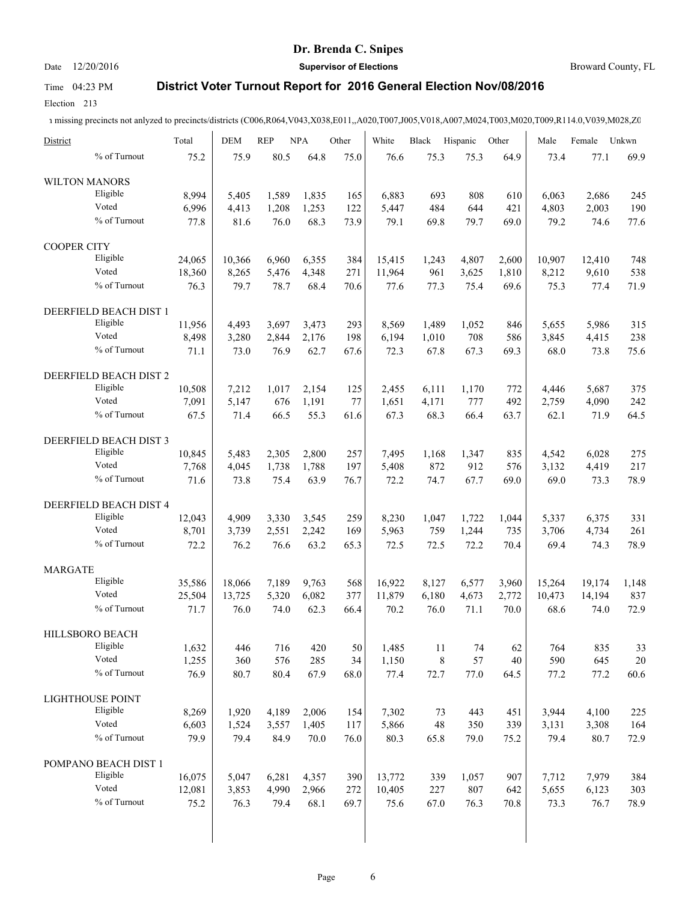**Dr. Brenda C. Snipes**

Date 12/20/2016 **Supervisor of Elections** Broward County, FL

Time 04:23 PM **District Voter Turnout Report for 2016 General Election Nov/08/2016**

Election 213

ı missing precincts not anlyzed to precincts/districts (C006,R064,V043,X038,E011,,A020,T007,J005,V018,A007,M024,T003,M020,T009,R114.0,V039,M028,Z0

| District | | Total | DEM | REP | NPA | Other | White | Black | Hispanic | Other | Male | Female | Unkwn |
|---|---|---|---|---|---|---|---|---|---|---|---|---|---|
| | % of Turnout | 75.2 | 75.9 | 80.5 | 64.8 | 75.0 | 76.6 | 75.3 | 75.3 | 64.9 | 73.4 | 77.1 | 69.9 |
| WILTON MANORS | | | | | | | | | | | | | |
| | Eligible | 8,994 | 5,405 | 1,589 | 1,835 | 165 | 6,883 | 693 | 808 | 610 | 6,063 | 2,686 | 245 |
| | Voted | 6,996 | 4,413 | 1,208 | 1,253 | 122 | 5,447 | 484 | 644 | 421 | 4,803 | 2,003 | 190 |
| | % of Turnout | 77.8 | 81.6 | 76.0 | 68.3 | 73.9 | 79.1 | 69.8 | 79.7 | 69.0 | 79.2 | 74.6 | 77.6 |
| COOPER CITY | | | | | | | | | | | | | |
| | Eligible | 24,065 | 10,366 | 6,960 | 6,355 | 384 | 15,415 | 1,243 | 4,807 | 2,600 | 10,907 | 12,410 | 748 |
| | Voted | 18,360 | 8,265 | 5,476 | 4,348 | 271 | 11,964 | 961 | 3,625 | 1,810 | 8,212 | 9,610 | 538 |
| | % of Turnout | 76.3 | 79.7 | 78.7 | 68.4 | 70.6 | 77.6 | 77.3 | 75.4 | 69.6 | 75.3 | 77.4 | 71.9 |
| DEERFIELD BEACH DIST 1 | | | | | | | | | | | | | |
| | Eligible | 11,956 | 4,493 | 3,697 | 3,473 | 293 | 8,569 | 1,489 | 1,052 | 846 | 5,655 | 5,986 | 315 |
| | Voted | 8,498 | 3,280 | 2,844 | 2,176 | 198 | 6,194 | 1,010 | 708 | 586 | 3,845 | 4,415 | 238 |
| | % of Turnout | 71.1 | 73.0 | 76.9 | 62.7 | 67.6 | 72.3 | 67.8 | 67.3 | 69.3 | 68.0 | 73.8 | 75.6 |
| DEERFIELD BEACH DIST 2 | | | | | | | | | | | | | |
| | Eligible | 10,508 | 7,212 | 1,017 | 2,154 | 125 | 2,455 | 6,111 | 1,170 | 772 | 4,446 | 5,687 | 375 |
| | Voted | 7,091 | 5,147 | 676 | 1,191 | 77 | 1,651 | 4,171 | 777 | 492 | 2,759 | 4,090 | 242 |
| | % of Turnout | 67.5 | 71.4 | 66.5 | 55.3 | 61.6 | 67.3 | 68.3 | 66.4 | 63.7 | 62.1 | 71.9 | 64.5 |
| DEERFIELD BEACH DIST 3 | | | | | | | | | | | | | |
| | Eligible | 10,845 | 5,483 | 2,305 | 2,800 | 257 | 7,495 | 1,168 | 1,347 | 835 | 4,542 | 6,028 | 275 |
| | Voted | 7,768 | 4,045 | 1,738 | 1,788 | 197 | 5,408 | 872 | 912 | 576 | 3,132 | 4,419 | 217 |
| | % of Turnout | 71.6 | 73.8 | 75.4 | 63.9 | 76.7 | 72.2 | 74.7 | 67.7 | 69.0 | 69.0 | 73.3 | 78.9 |
| DEERFIELD BEACH DIST 4 | | | | | | | | | | | | | |
| | Eligible | 12,043 | 4,909 | 3,330 | 3,545 | 259 | 8,230 | 1,047 | 1,722 | 1,044 | 5,337 | 6,375 | 331 |
| | Voted | 8,701 | 3,739 | 2,551 | 2,242 | 169 | 5,963 | 759 | 1,244 | 735 | 3,706 | 4,734 | 261 |
| | % of Turnout | 72.2 | 76.2 | 76.6 | 63.2 | 65.3 | 72.5 | 72.5 | 72.2 | 70.4 | 69.4 | 74.3 | 78.9 |
| MARGATE | | | | | | | | | | | | | |
| | Eligible | 35,586 | 18,066 | 7,189 | 9,763 | 568 | 16,922 | 8,127 | 6,577 | 3,960 | 15,264 | 19,174 | 1,148 |
| | Voted | 25,504 | 13,725 | 5,320 | 6,082 | 377 | 11,879 | 6,180 | 4,673 | 2,772 | 10,473 | 14,194 | 837 |
| | % of Turnout | 71.7 | 76.0 | 74.0 | 62.3 | 66.4 | 70.2 | 76.0 | 71.1 | 70.0 | 68.6 | 74.0 | 72.9 |
| HILLSBORO BEACH | | | | | | | | | | | | | |
| | Eligible | 1,632 | 446 | 716 | 420 | 50 | 1,485 | 11 | 74 | 62 | 764 | 835 | 33 |
| | Voted | 1,255 | 360 | 576 | 285 | 34 | 1,150 | 8 | 57 | 40 | 590 | 645 | 20 |
| | % of Turnout | 76.9 | 80.7 | 80.4 | 67.9 | 68.0 | 77.4 | 72.7 | 77.0 | 64.5 | 77.2 | 77.2 | 60.6 |
| LIGHTHOUSE POINT | | | | | | | | | | | | | |
| | Eligible | 8,269 | 1,920 | 4,189 | 2,006 | 154 | 7,302 | 73 | 443 | 451 | 3,944 | 4,100 | 225 |
| | Voted | 6,603 | 1,524 | 3,557 | 1,405 | 117 | 5,866 | 48 | 350 | 339 | 3,131 | 3,308 | 164 |
| | % of Turnout | 79.9 | 79.4 | 84.9 | 70.0 | 76.0 | 80.3 | 65.8 | 79.0 | 75.2 | 79.4 | 80.7 | 72.9 |
| POMPANO BEACH DIST 1 | | | | | | | | | | | | | |
| | Eligible | 16,075 | 5,047 | 6,281 | 4,357 | 390 | 13,772 | 339 | 1,057 | 907 | 7,712 | 7,979 | 384 |
| | Voted | 12,081 | 3,853 | 4,990 | 2,966 | 272 | 10,405 | 227 | 807 | 642 | 5,655 | 6,123 | 303 |
| | % of Turnout | 75.2 | 76.3 | 79.4 | 68.1 | 69.7 | 75.6 | 67.0 | 76.3 | 70.8 | 73.3 | 76.7 | 78.9 |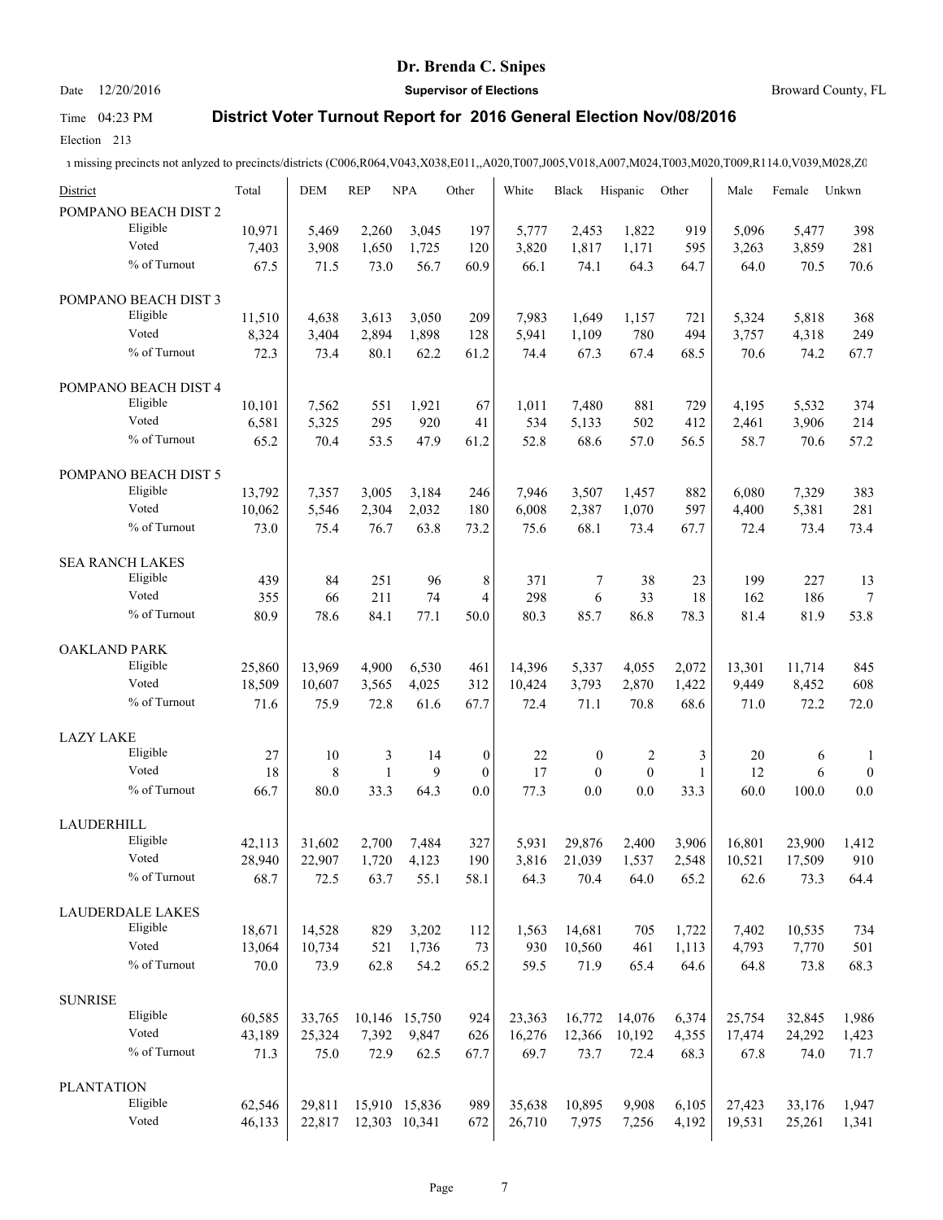**Dr. Brenda C. Snipes**

Date 12/20/2016 **Supervisor of Elections** Broward County, FL

Time 04:23 PM **District Voter Turnout Report for 2016 General Election Nov/08/2016**

Election 213

ı missing precincts not anlyzed to precincts/districts (C006,R064,V043,X038,E011,,A020,T007,J005,V018,A007,M024,T003,M020,T009,R114.0,V039,M028,Z0

| District | | Total | DEM | REP | NPA | Other | White | Black | Hispanic | Other | Male | Female | Unkwn |
|---|---|---|---|---|---|---|---|---|---|---|---|---|---|
| POMPANO BEACH DIST 2 | | | | | | | | | | | | | |
| | Eligible | 10,971 | 5,469 | 2,260 | 3,045 | 197 | 5,777 | 2,453 | 1,822 | 919 | 5,096 | 5,477 | 398 |
| | Voted | 7,403 | 3,908 | 1,650 | 1,725 | 120 | 3,820 | 1,817 | 1,171 | 595 | 3,263 | 3,859 | 281 |
| | % of Turnout | 67.5 | 71.5 | 73.0 | 56.7 | 60.9 | 66.1 | 74.1 | 64.3 | 64.7 | 64.0 | 70.5 | 70.6 |
| POMPANO BEACH DIST 3 | | | | | | | | | | | | | |
| | Eligible | 11,510 | 4,638 | 3,613 | 3,050 | 209 | 7,983 | 1,649 | 1,157 | 721 | 5,324 | 5,818 | 368 |
| | Voted | 8,324 | 3,404 | 2,894 | 1,898 | 128 | 5,941 | 1,109 | 780 | 494 | 3,757 | 4,318 | 249 |
| | % of Turnout | 72.3 | 73.4 | 80.1 | 62.2 | 61.2 | 74.4 | 67.3 | 67.4 | 68.5 | 70.6 | 74.2 | 67.7 |
| POMPANO BEACH DIST 4 | | | | | | | | | | | | | |
| | Eligible | 10,101 | 7,562 | 551 | 1,921 | 67 | 1,011 | 7,480 | 881 | 729 | 4,195 | 5,532 | 374 |
| | Voted | 6,581 | 5,325 | 295 | 920 | 41 | 534 | 5,133 | 502 | 412 | 2,461 | 3,906 | 214 |
| | % of Turnout | 65.2 | 70.4 | 53.5 | 47.9 | 61.2 | 52.8 | 68.6 | 57.0 | 56.5 | 58.7 | 70.6 | 57.2 |
| POMPANO BEACH DIST 5 | | | | | | | | | | | | | |
| | Eligible | 13,792 | 7,357 | 3,005 | 3,184 | 246 | 7,946 | 3,507 | 1,457 | 882 | 6,080 | 7,329 | 383 |
| | Voted | 10,062 | 5,546 | 2,304 | 2,032 | 180 | 6,008 | 2,387 | 1,070 | 597 | 4,400 | 5,381 | 281 |
| | % of Turnout | 73.0 | 75.4 | 76.7 | 63.8 | 73.2 | 75.6 | 68.1 | 73.4 | 67.7 | 72.4 | 73.4 | 73.4 |
| SEA RANCH LAKES | | | | | | | | | | | | | |
| | Eligible | 439 | 84 | 251 | 96 | 8 | 371 | 7 | 38 | 23 | 199 | 227 | 13 |
| | Voted | 355 | 66 | 211 | 74 | 4 | 298 | 6 | 33 | 18 | 162 | 186 | 7 |
| | % of Turnout | 80.9 | 78.6 | 84.1 | 77.1 | 50.0 | 80.3 | 85.7 | 86.8 | 78.3 | 81.4 | 81.9 | 53.8 |
| OAKLAND PARK | | | | | | | | | | | | | |
| | Eligible | 25,860 | 13,969 | 4,900 | 6,530 | 461 | 14,396 | 5,337 | 4,055 | 2,072 | 13,301 | 11,714 | 845 |
| | Voted | 18,509 | 10,607 | 3,565 | 4,025 | 312 | 10,424 | 3,793 | 2,870 | 1,422 | 9,449 | 8,452 | 608 |
| | % of Turnout | 71.6 | 75.9 | 72.8 | 61.6 | 67.7 | 72.4 | 71.1 | 70.8 | 68.6 | 71.0 | 72.2 | 72.0 |
| LAZY LAKE | | | | | | | | | | | | | |
| | Eligible | 27 | 10 | 3 | 14 | 0 | 22 | 0 | 2 | 3 | 20 | 6 | 1 |
| | Voted | 18 | 8 | 1 | 9 | 0 | 17 | 0 | 0 | 1 | 12 | 6 | 0 |
| | % of Turnout | 66.7 | 80.0 | 33.3 | 64.3 | 0.0 | 77.3 | 0.0 | 0.0 | 33.3 | 60.0 | 100.0 | 0.0 |
| LAUDERHILL | | | | | | | | | | | | | |
| | Eligible | 42,113 | 31,602 | 2,700 | 7,484 | 327 | 5,931 | 29,876 | 2,400 | 3,906 | 16,801 | 23,900 | 1,412 |
| | Voted | 28,940 | 22,907 | 1,720 | 4,123 | 190 | 3,816 | 21,039 | 1,537 | 2,548 | 10,521 | 17,509 | 910 |
| | % of Turnout | 68.7 | 72.5 | 63.7 | 55.1 | 58.1 | 64.3 | 70.4 | 64.0 | 65.2 | 62.6 | 73.3 | 64.4 |
| LAUDERDALE LAKES | | | | | | | | | | | | | |
| | Eligible | 18,671 | 14,528 | 829 | 3,202 | 112 | 1,563 | 14,681 | 705 | 1,722 | 7,402 | 10,535 | 734 |
| | Voted | 13,064 | 10,734 | 521 | 1,736 | 73 | 930 | 10,560 | 461 | 1,113 | 4,793 | 7,770 | 501 |
| | % of Turnout | 70.0 | 73.9 | 62.8 | 54.2 | 65.2 | 59.5 | 71.9 | 65.4 | 64.6 | 64.8 | 73.8 | 68.3 |
| SUNRISE | | | | | | | | | | | | | |
| | Eligible | 60,585 | 33,765 | 10,146 | 15,750 | 924 | 23,363 | 16,772 | 14,076 | 6,374 | 25,754 | 32,845 | 1,986 |
| | Voted | 43,189 | 25,324 | 7,392 | 9,847 | 626 | 16,276 | 12,366 | 10,192 | 4,355 | 17,474 | 24,292 | 1,423 |
| | % of Turnout | 71.3 | 75.0 | 72.9 | 62.5 | 67.7 | 69.7 | 73.7 | 72.4 | 68.3 | 67.8 | 74.0 | 71.7 |
| PLANTATION | | | | | | | | | | | | | |
| | Eligible | 62,546 | 29,811 | 15,910 | 15,836 | 989 | 35,638 | 10,895 | 9,908 | 6,105 | 27,423 | 33,176 | 1,947 |
| | Voted | 46,133 | 22,817 | 12,303 | 10,341 | 672 | 26,710 | 7,975 | 7,256 | 4,192 | 19,531 | 25,261 | 1,341 |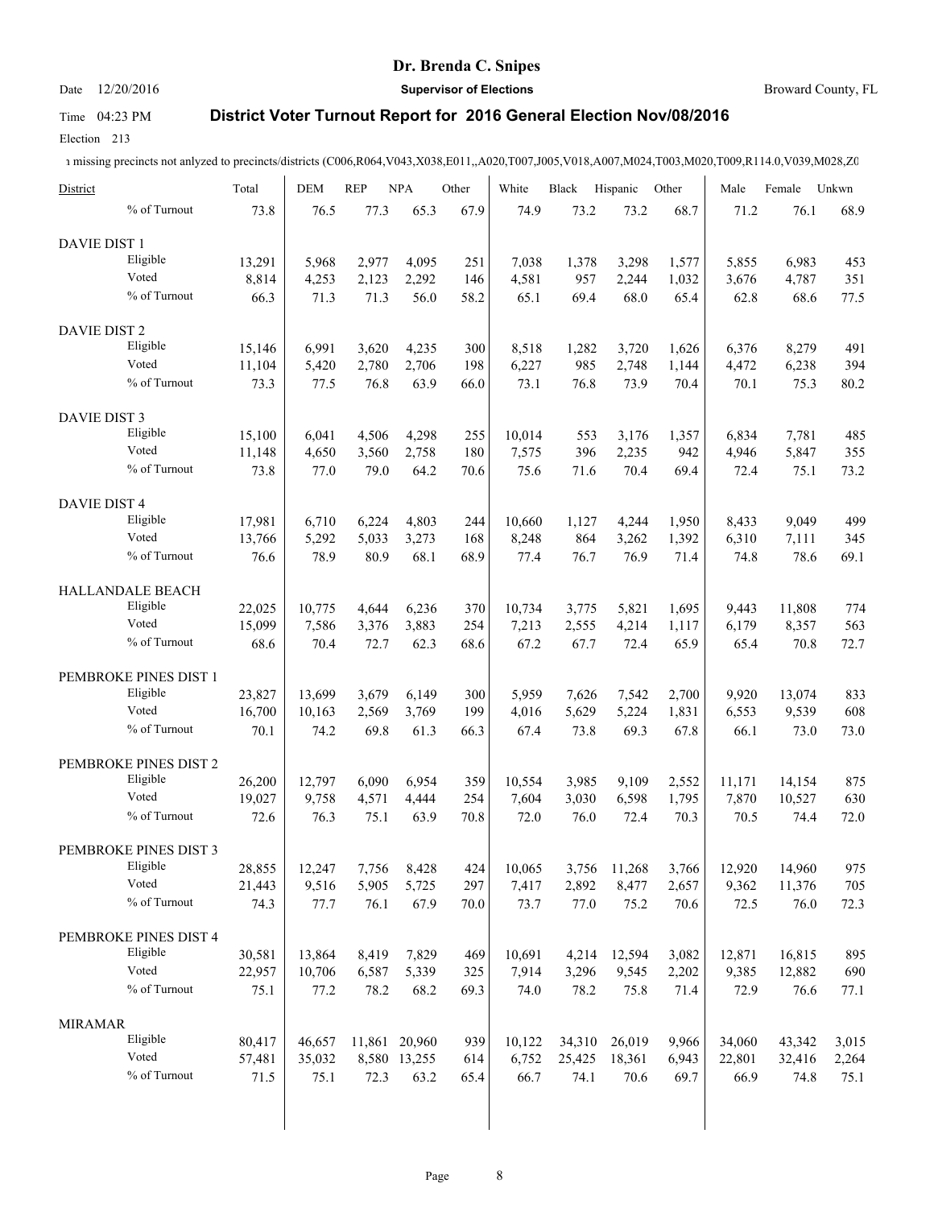# Dr. Brenda C. Snipes

Date 12/20/2016 — **Supervisor of Elections** — Broward County, FL

Time 04:23 PM — **District Voter Turnout Report for 2016 General Election Nov/08/2016**

Election 213

ı missing precincts not anlyzed to precincts/districts (C006,R064,V043,X038,E011,,A020,T007,J005,V018,A007,M024,T003,M020,T009,R114.0,V039,M028,Z0

| District | | Total | DEM | REP | NPA | Other | White | Black | Hispanic | Other | Male | Female | Unkwn |
|---|---|---|---|---|---|---|---|---|---|---|---|---|---|
| | % of Turnout | 73.8 | 76.5 | 77.3 | 65.3 | 67.9 | 74.9 | 73.2 | 73.2 | 68.7 | 71.2 | 76.1 | 68.9 |
| DAVIE DIST 1 | | | | | | | | | | | | | |
| | Eligible | 13,291 | 5,968 | 2,977 | 4,095 | 251 | 7,038 | 1,378 | 3,298 | 1,577 | 5,855 | 6,983 | 453 |
| | Voted | 8,814 | 4,253 | 2,123 | 2,292 | 146 | 4,581 | 957 | 2,244 | 1,032 | 3,676 | 4,787 | 351 |
| | % of Turnout | 66.3 | 71.3 | 71.3 | 56.0 | 58.2 | 65.1 | 69.4 | 68.0 | 65.4 | 62.8 | 68.6 | 77.5 |
| DAVIE DIST 2 | | | | | | | | | | | | | |
| | Eligible | 15,146 | 6,991 | 3,620 | 4,235 | 300 | 8,518 | 1,282 | 3,720 | 1,626 | 6,376 | 8,279 | 491 |
| | Voted | 11,104 | 5,420 | 2,780 | 2,706 | 198 | 6,227 | 985 | 2,748 | 1,144 | 4,472 | 6,238 | 394 |
| | % of Turnout | 73.3 | 77.5 | 76.8 | 63.9 | 66.0 | 73.1 | 76.8 | 73.9 | 70.4 | 70.1 | 75.3 | 80.2 |
| DAVIE DIST 3 | | | | | | | | | | | | | |
| | Eligible | 15,100 | 6,041 | 4,506 | 4,298 | 255 | 10,014 | 553 | 3,176 | 1,357 | 6,834 | 7,781 | 485 |
| | Voted | 11,148 | 4,650 | 3,560 | 2,758 | 180 | 7,575 | 396 | 2,235 | 942 | 4,946 | 5,847 | 355 |
| | % of Turnout | 73.8 | 77.0 | 79.0 | 64.2 | 70.6 | 75.6 | 71.6 | 70.4 | 69.4 | 72.4 | 75.1 | 73.2 |
| DAVIE DIST 4 | | | | | | | | | | | | | |
| | Eligible | 17,981 | 6,710 | 6,224 | 4,803 | 244 | 10,660 | 1,127 | 4,244 | 1,950 | 8,433 | 9,049 | 499 |
| | Voted | 13,766 | 5,292 | 5,033 | 3,273 | 168 | 8,248 | 864 | 3,262 | 1,392 | 6,310 | 7,111 | 345 |
| | % of Turnout | 76.6 | 78.9 | 80.9 | 68.1 | 68.9 | 77.4 | 76.7 | 76.9 | 71.4 | 74.8 | 78.6 | 69.1 |
| HALLANDALE BEACH | | | | | | | | | | | | | |
| | Eligible | 22,025 | 10,775 | 4,644 | 6,236 | 370 | 10,734 | 3,775 | 5,821 | 1,695 | 9,443 | 11,808 | 774 |
| | Voted | 15,099 | 7,586 | 3,376 | 3,883 | 254 | 7,213 | 2,555 | 4,214 | 1,117 | 6,179 | 8,357 | 563 |
| | % of Turnout | 68.6 | 70.4 | 72.7 | 62.3 | 68.6 | 67.2 | 67.7 | 72.4 | 65.9 | 65.4 | 70.8 | 72.7 |
| PEMBROKE PINES DIST 1 | | | | | | | | | | | | | |
| | Eligible | 23,827 | 13,699 | 3,679 | 6,149 | 300 | 5,959 | 7,626 | 7,542 | 2,700 | 9,920 | 13,074 | 833 |
| | Voted | 16,700 | 10,163 | 2,569 | 3,769 | 199 | 4,016 | 5,629 | 5,224 | 1,831 | 6,553 | 9,539 | 608 |
| | % of Turnout | 70.1 | 74.2 | 69.8 | 61.3 | 66.3 | 67.4 | 73.8 | 69.3 | 67.8 | 66.1 | 73.0 | 73.0 |
| PEMBROKE PINES DIST 2 | | | | | | | | | | | | | |
| | Eligible | 26,200 | 12,797 | 6,090 | 6,954 | 359 | 10,554 | 3,985 | 9,109 | 2,552 | 11,171 | 14,154 | 875 |
| | Voted | 19,027 | 9,758 | 4,571 | 4,444 | 254 | 7,604 | 3,030 | 6,598 | 1,795 | 7,870 | 10,527 | 630 |
| | % of Turnout | 72.6 | 76.3 | 75.1 | 63.9 | 70.8 | 72.0 | 76.0 | 72.4 | 70.3 | 70.5 | 74.4 | 72.0 |
| PEMBROKE PINES DIST 3 | | | | | | | | | | | | | |
| | Eligible | 28,855 | 12,247 | 7,756 | 8,428 | 424 | 10,065 | 3,756 | 11,268 | 3,766 | 12,920 | 14,960 | 975 |
| | Voted | 21,443 | 9,516 | 5,905 | 5,725 | 297 | 7,417 | 2,892 | 8,477 | 2,657 | 9,362 | 11,376 | 705 |
| | % of Turnout | 74.3 | 77.7 | 76.1 | 67.9 | 70.0 | 73.7 | 77.0 | 75.2 | 70.6 | 72.5 | 76.0 | 72.3 |
| PEMBROKE PINES DIST 4 | | | | | | | | | | | | | |
| | Eligible | 30,581 | 13,864 | 8,419 | 7,829 | 469 | 10,691 | 4,214 | 12,594 | 3,082 | 12,871 | 16,815 | 895 |
| | Voted | 22,957 | 10,706 | 6,587 | 5,339 | 325 | 7,914 | 3,296 | 9,545 | 2,202 | 9,385 | 12,882 | 690 |
| | % of Turnout | 75.1 | 77.2 | 78.2 | 68.2 | 69.3 | 74.0 | 78.2 | 75.8 | 71.4 | 72.9 | 76.6 | 77.1 |
| MIRAMAR | | | | | | | | | | | | | |
| | Eligible | 80,417 | 46,657 | 11,861 | 20,960 | 939 | 10,122 | 34,310 | 26,019 | 9,966 | 34,060 | 43,342 | 3,015 |
| | Voted | 57,481 | 35,032 | 8,580 | 13,255 | 614 | 6,752 | 25,425 | 18,361 | 6,943 | 22,801 | 32,416 | 2,264 |
| | % of Turnout | 71.5 | 75.1 | 72.3 | 63.2 | 65.4 | 66.7 | 74.1 | 70.6 | 69.7 | 66.9 | 74.8 | 75.1 |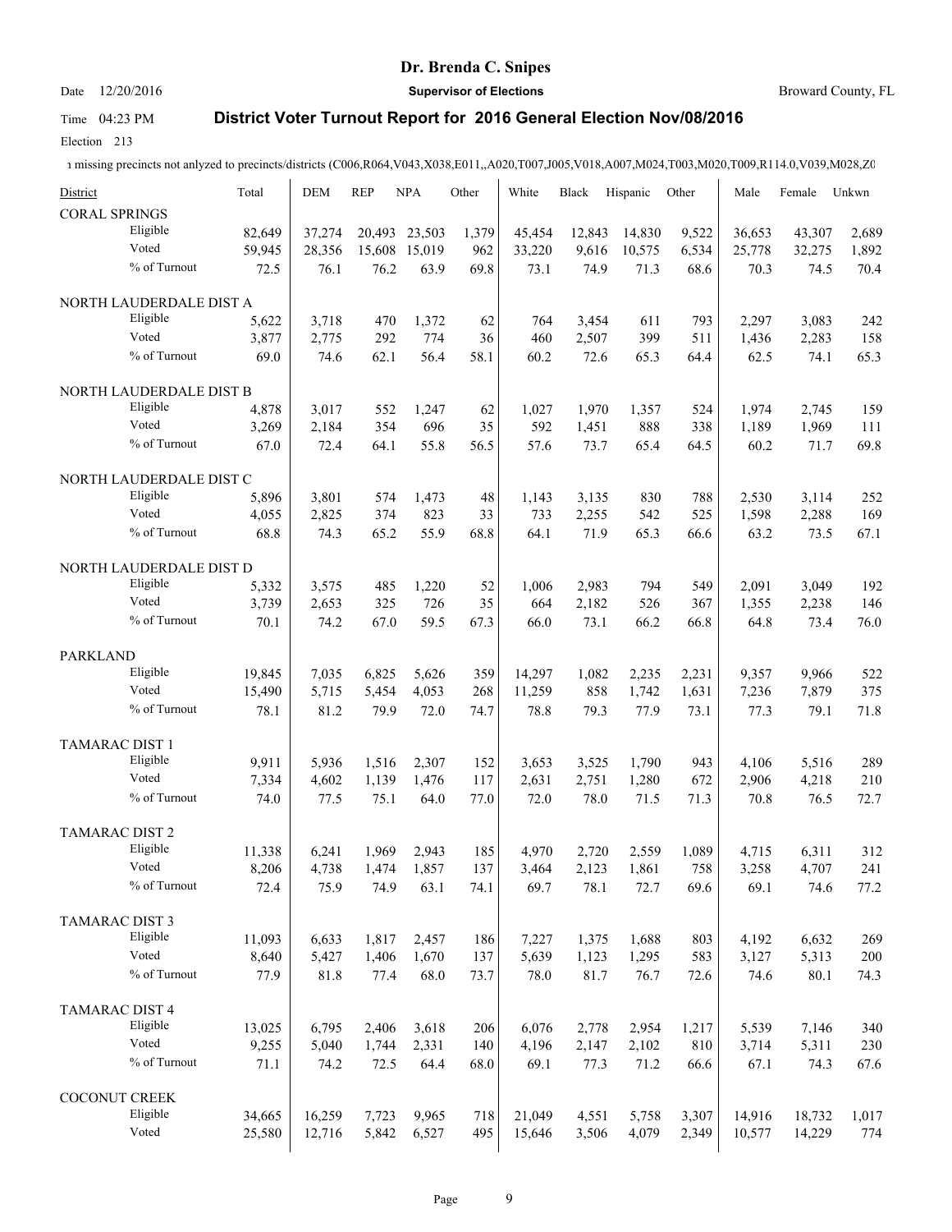# Dr. Brenda C. Snipes

Date 12/20/2016 **Supervisor of Elections** Broward County, FL

Time 04:23 PM **District Voter Turnout Report for 2016 General Election Nov/08/2016**

Election 213

ı missing precincts not anlyzed to precincts/districts (C006,R064,V043,X038,E011,,A020,T007,J005,V018,A007,M024,T003,M020,T009,R114.0,V039,M028,Z0

| District | | Total | DEM | REP | NPA | Other | White | Black | Hispanic | Other | Male | Female | Unkwn |
|---|---|---|---|---|---|---|---|---|---|---|---|---|---|
| CORAL SPRINGS | | | | | | | | | | | | | |
| | Eligible | 82,649 | 37,274 | 20,493 | 23,503 | 1,379 | 45,454 | 12,843 | 14,830 | 9,522 | 36,653 | 43,307 | 2,689 |
| | Voted | 59,945 | 28,356 | 15,608 | 15,019 | 962 | 33,220 | 9,616 | 10,575 | 6,534 | 25,778 | 32,275 | 1,892 |
| | % of Turnout | 72.5 | 76.1 | 76.2 | 63.9 | 69.8 | 73.1 | 74.9 | 71.3 | 68.6 | 70.3 | 74.5 | 70.4 |
| NORTH LAUDERDALE DIST A | | | | | | | | | | | | | |
| | Eligible | 5,622 | 3,718 | 470 | 1,372 | 62 | 764 | 3,454 | 611 | 793 | 2,297 | 3,083 | 242 |
| | Voted | 3,877 | 2,775 | 292 | 774 | 36 | 460 | 2,507 | 399 | 511 | 1,436 | 2,283 | 158 |
| | % of Turnout | 69.0 | 74.6 | 62.1 | 56.4 | 58.1 | 60.2 | 72.6 | 65.3 | 64.4 | 62.5 | 74.1 | 65.3 |
| NORTH LAUDERDALE DIST B | | | | | | | | | | | | | |
| | Eligible | 4,878 | 3,017 | 552 | 1,247 | 62 | 1,027 | 1,970 | 1,357 | 524 | 1,974 | 2,745 | 159 |
| | Voted | 3,269 | 2,184 | 354 | 696 | 35 | 592 | 1,451 | 888 | 338 | 1,189 | 1,969 | 111 |
| | % of Turnout | 67.0 | 72.4 | 64.1 | 55.8 | 56.5 | 57.6 | 73.7 | 65.4 | 64.5 | 60.2 | 71.7 | 69.8 |
| NORTH LAUDERDALE DIST C | | | | | | | | | | | | | |
| | Eligible | 5,896 | 3,801 | 574 | 1,473 | 48 | 1,143 | 3,135 | 830 | 788 | 2,530 | 3,114 | 252 |
| | Voted | 4,055 | 2,825 | 374 | 823 | 33 | 733 | 2,255 | 542 | 525 | 1,598 | 2,288 | 169 |
| | % of Turnout | 68.8 | 74.3 | 65.2 | 55.9 | 68.8 | 64.1 | 71.9 | 65.3 | 66.6 | 63.2 | 73.5 | 67.1 |
| NORTH LAUDERDALE DIST D | | | | | | | | | | | | | |
| | Eligible | 5,332 | 3,575 | 485 | 1,220 | 52 | 1,006 | 2,983 | 794 | 549 | 2,091 | 3,049 | 192 |
| | Voted | 3,739 | 2,653 | 325 | 726 | 35 | 664 | 2,182 | 526 | 367 | 1,355 | 2,238 | 146 |
| | % of Turnout | 70.1 | 74.2 | 67.0 | 59.5 | 67.3 | 66.0 | 73.1 | 66.2 | 66.8 | 64.8 | 73.4 | 76.0 |
| PARKLAND | | | | | | | | | | | | | |
| | Eligible | 19,845 | 7,035 | 6,825 | 5,626 | 359 | 14,297 | 1,082 | 2,235 | 2,231 | 9,357 | 9,966 | 522 |
| | Voted | 15,490 | 5,715 | 5,454 | 4,053 | 268 | 11,259 | 858 | 1,742 | 1,631 | 7,236 | 7,879 | 375 |
| | % of Turnout | 78.1 | 81.2 | 79.9 | 72.0 | 74.7 | 78.8 | 79.3 | 77.9 | 73.1 | 77.3 | 79.1 | 71.8 |
| TAMARAC DIST 1 | | | | | | | | | | | | | |
| | Eligible | 9,911 | 5,936 | 1,516 | 2,307 | 152 | 3,653 | 3,525 | 1,790 | 943 | 4,106 | 5,516 | 289 |
| | Voted | 7,334 | 4,602 | 1,139 | 1,476 | 117 | 2,631 | 2,751 | 1,280 | 672 | 2,906 | 4,218 | 210 |
| | % of Turnout | 74.0 | 77.5 | 75.1 | 64.0 | 77.0 | 72.0 | 78.0 | 71.5 | 71.3 | 70.8 | 76.5 | 72.7 |
| TAMARAC DIST 2 | | | | | | | | | | | | | |
| | Eligible | 11,338 | 6,241 | 1,969 | 2,943 | 185 | 4,970 | 2,720 | 2,559 | 1,089 | 4,715 | 6,311 | 312 |
| | Voted | 8,206 | 4,738 | 1,474 | 1,857 | 137 | 3,464 | 2,123 | 1,861 | 758 | 3,258 | 4,707 | 241 |
| | % of Turnout | 72.4 | 75.9 | 74.9 | 63.1 | 74.1 | 69.7 | 78.1 | 72.7 | 69.6 | 69.1 | 74.6 | 77.2 |
| TAMARAC DIST 3 | | | | | | | | | | | | | |
| | Eligible | 11,093 | 6,633 | 1,817 | 2,457 | 186 | 7,227 | 1,375 | 1,688 | 803 | 4,192 | 6,632 | 269 |
| | Voted | 8,640 | 5,427 | 1,406 | 1,670 | 137 | 5,639 | 1,123 | 1,295 | 583 | 3,127 | 5,313 | 200 |
| | % of Turnout | 77.9 | 81.8 | 77.4 | 68.0 | 73.7 | 78.0 | 81.7 | 76.7 | 72.6 | 74.6 | 80.1 | 74.3 |
| TAMARAC DIST 4 | | | | | | | | | | | | | |
| | Eligible | 13,025 | 6,795 | 2,406 | 3,618 | 206 | 6,076 | 2,778 | 2,954 | 1,217 | 5,539 | 7,146 | 340 |
| | Voted | 9,255 | 5,040 | 1,744 | 2,331 | 140 | 4,196 | 2,147 | 2,102 | 810 | 3,714 | 5,311 | 230 |
| | % of Turnout | 71.1 | 74.2 | 72.5 | 64.4 | 68.0 | 69.1 | 77.3 | 71.2 | 66.6 | 67.1 | 74.3 | 67.6 |
| COCONUT CREEK | | | | | | | | | | | | | |
| | Eligible | 34,665 | 16,259 | 7,723 | 9,965 | 718 | 21,049 | 4,551 | 5,758 | 3,307 | 14,916 | 18,732 | 1,017 |
| | Voted | 25,580 | 12,716 | 5,842 | 6,527 | 495 | 15,646 | 3,506 | 4,079 | 2,349 | 10,577 | 14,229 | 774 |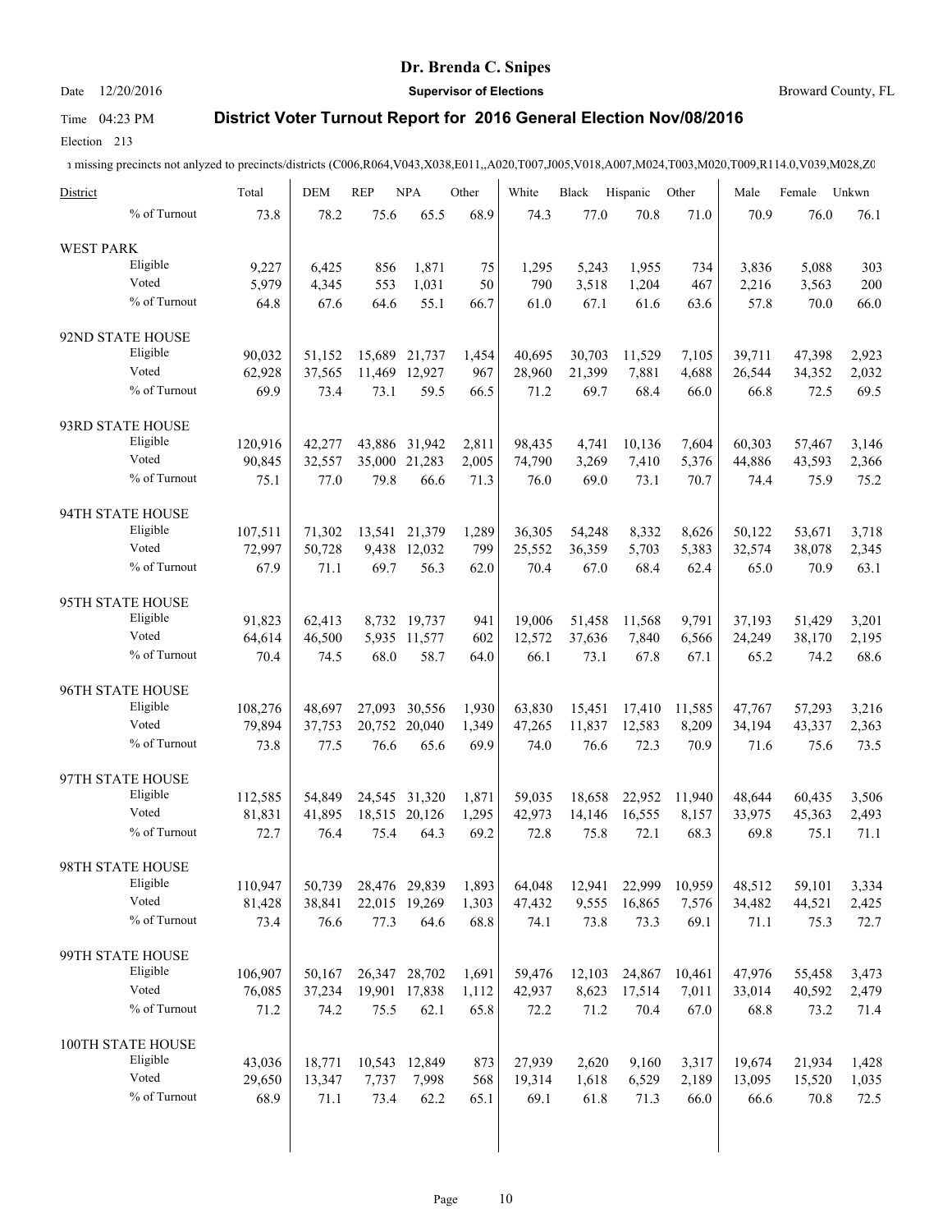Date 12/20/2016

Time 04:23 PM

Election 213

**Dr. Brenda C. Snipes**

**Supervisor of Elections**

Broward County, FL

**District Voter Turnout Report for 2016 General Election Nov/08/2016**

ı missing precincts not anlyzed to precincts/districts (C006,R064,V043,X038,E011,,A020,T007,J005,V018,A007,M024,T003,M020,T009,R114.0,V039,M028,Z0

| District | | Total | DEM | REP | NPA | Other | White | Black | Hispanic | Other | Male | Female | Unkwn |
|---|---|---|---|---|---|---|---|---|---|---|---|---|---|
| | % of Turnout | 73.8 | 78.2 | 75.6 | 65.5 | 68.9 | 74.3 | 77.0 | 70.8 | 71.0 | 70.9 | 76.0 | 76.1 |
| WEST PARK | | | | | | | | | | | | | |
| | Eligible | 9,227 | 6,425 | 856 | 1,871 | 75 | 1,295 | 5,243 | 1,955 | 734 | 3,836 | 5,088 | 303 |
| | Voted | 5,979 | 4,345 | 553 | 1,031 | 50 | 790 | 3,518 | 1,204 | 467 | 2,216 | 3,563 | 200 |
| | % of Turnout | 64.8 | 67.6 | 64.6 | 55.1 | 66.7 | 61.0 | 67.1 | 61.6 | 63.6 | 57.8 | 70.0 | 66.0 |
| 92ND STATE HOUSE | | | | | | | | | | | | | |
| | Eligible | 90,032 | 51,152 | 15,689 | 21,737 | 1,454 | 40,695 | 30,703 | 11,529 | 7,105 | 39,711 | 47,398 | 2,923 |
| | Voted | 62,928 | 37,565 | 11,469 | 12,927 | 967 | 28,960 | 21,399 | 7,881 | 4,688 | 26,544 | 34,352 | 2,032 |
| | % of Turnout | 69.9 | 73.4 | 73.1 | 59.5 | 66.5 | 71.2 | 69.7 | 68.4 | 66.0 | 66.8 | 72.5 | 69.5 |
| 93RD STATE HOUSE | | | | | | | | | | | | | |
| | Eligible | 120,916 | 42,277 | 43,886 | 31,942 | 2,811 | 98,435 | 4,741 | 10,136 | 7,604 | 60,303 | 57,467 | 3,146 |
| | Voted | 90,845 | 32,557 | 35,000 | 21,283 | 2,005 | 74,790 | 3,269 | 7,410 | 5,376 | 44,886 | 43,593 | 2,366 |
| | % of Turnout | 75.1 | 77.0 | 79.8 | 66.6 | 71.3 | 76.0 | 69.0 | 73.1 | 70.7 | 74.4 | 75.9 | 75.2 |
| 94TH STATE HOUSE | | | | | | | | | | | | | |
| | Eligible | 107,511 | 71,302 | 13,541 | 21,379 | 1,289 | 36,305 | 54,248 | 8,332 | 8,626 | 50,122 | 53,671 | 3,718 |
| | Voted | 72,997 | 50,728 | 9,438 | 12,032 | 799 | 25,552 | 36,359 | 5,703 | 5,383 | 32,574 | 38,078 | 2,345 |
| | % of Turnout | 67.9 | 71.1 | 69.7 | 56.3 | 62.0 | 70.4 | 67.0 | 68.4 | 62.4 | 65.0 | 70.9 | 63.1 |
| 95TH STATE HOUSE | | | | | | | | | | | | | |
| | Eligible | 91,823 | 62,413 | 8,732 | 19,737 | 941 | 19,006 | 51,458 | 11,568 | 9,791 | 37,193 | 51,429 | 3,201 |
| | Voted | 64,614 | 46,500 | 5,935 | 11,577 | 602 | 12,572 | 37,636 | 7,840 | 6,566 | 24,249 | 38,170 | 2,195 |
| | % of Turnout | 70.4 | 74.5 | 68.0 | 58.7 | 64.0 | 66.1 | 73.1 | 67.8 | 67.1 | 65.2 | 74.2 | 68.6 |
| 96TH STATE HOUSE | | | | | | | | | | | | | |
| | Eligible | 108,276 | 48,697 | 27,093 | 30,556 | 1,930 | 63,830 | 15,451 | 17,410 | 11,585 | 47,767 | 57,293 | 3,216 |
| | Voted | 79,894 | 37,753 | 20,752 | 20,040 | 1,349 | 47,265 | 11,837 | 12,583 | 8,209 | 34,194 | 43,337 | 2,363 |
| | % of Turnout | 73.8 | 77.5 | 76.6 | 65.6 | 69.9 | 74.0 | 76.6 | 72.3 | 70.9 | 71.6 | 75.6 | 73.5 |
| 97TH STATE HOUSE | | | | | | | | | | | | | |
| | Eligible | 112,585 | 54,849 | 24,545 | 31,320 | 1,871 | 59,035 | 18,658 | 22,952 | 11,940 | 48,644 | 60,435 | 3,506 |
| | Voted | 81,831 | 41,895 | 18,515 | 20,126 | 1,295 | 42,973 | 14,146 | 16,555 | 8,157 | 33,975 | 45,363 | 2,493 |
| | % of Turnout | 72.7 | 76.4 | 75.4 | 64.3 | 69.2 | 72.8 | 75.8 | 72.1 | 68.3 | 69.8 | 75.1 | 71.1 |
| 98TH STATE HOUSE | | | | | | | | | | | | | |
| | Eligible | 110,947 | 50,739 | 28,476 | 29,839 | 1,893 | 64,048 | 12,941 | 22,999 | 10,959 | 48,512 | 59,101 | 3,334 |
| | Voted | 81,428 | 38,841 | 22,015 | 19,269 | 1,303 | 47,432 | 9,555 | 16,865 | 7,576 | 34,482 | 44,521 | 2,425 |
| | % of Turnout | 73.4 | 76.6 | 77.3 | 64.6 | 68.8 | 74.1 | 73.8 | 73.3 | 69.1 | 71.1 | 75.3 | 72.7 |
| 99TH STATE HOUSE | | | | | | | | | | | | | |
| | Eligible | 106,907 | 50,167 | 26,347 | 28,702 | 1,691 | 59,476 | 12,103 | 24,867 | 10,461 | 47,976 | 55,458 | 3,473 |
| | Voted | 76,085 | 37,234 | 19,901 | 17,838 | 1,112 | 42,937 | 8,623 | 17,514 | 7,011 | 33,014 | 40,592 | 2,479 |
| | % of Turnout | 71.2 | 74.2 | 75.5 | 62.1 | 65.8 | 72.2 | 71.2 | 70.4 | 67.0 | 68.8 | 73.2 | 71.4 |
| 100TH STATE HOUSE | | | | | | | | | | | | | |
| | Eligible | 43,036 | 18,771 | 10,543 | 12,849 | 873 | 27,939 | 2,620 | 9,160 | 3,317 | 19,674 | 21,934 | 1,428 |
| | Voted | 29,650 | 13,347 | 7,737 | 7,998 | 568 | 19,314 | 1,618 | 6,529 | 2,189 | 13,095 | 15,520 | 1,035 |
| | % of Turnout | 68.9 | 71.1 | 73.4 | 62.2 | 65.1 | 69.1 | 61.8 | 71.3 | 66.0 | 66.6 | 70.8 | 72.5 |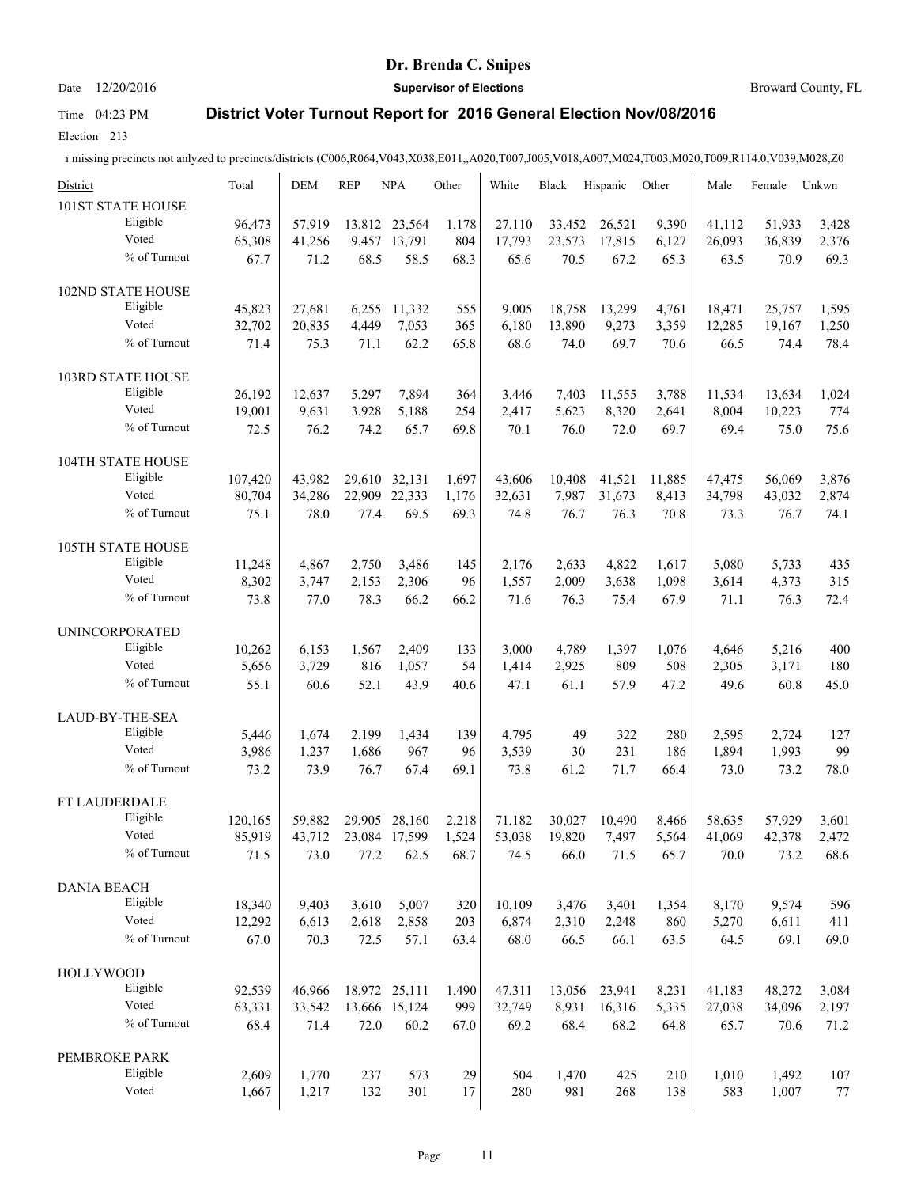# Dr. Brenda C. Snipes

Date 12/20/2016 **Supervisor of Elections** Broward County, FL

Time 04:23 PM **District Voter Turnout Report for 2016 General Election Nov/08/2016**

Election 213

ı missing precincts not anlyzed to precincts/districts (C006,R064,V043,X038,E011,,A020,T007,J005,V018,A007,M024,T003,M020,T009,R114.0,V039,M028,Z0

| District | | Total | DEM | REP | NPA | Other | White | Black | Hispanic | Other | Male | Female | Unkwn |
|---|---|---|---|---|---|---|---|---|---|---|---|---|---|
| 101ST STATE HOUSE | | | | | | | | | | | | | |
| | Eligible | 96,473 | 57,919 | 13,812 | 23,564 | 1,178 | 27,110 | 33,452 | 26,521 | 9,390 | 41,112 | 51,933 | 3,428 |
| | Voted | 65,308 | 41,256 | 9,457 | 13,791 | 804 | 17,793 | 23,573 | 17,815 | 6,127 | 26,093 | 36,839 | 2,376 |
| | % of Turnout | 67.7 | 71.2 | 68.5 | 58.5 | 68.3 | 65.6 | 70.5 | 67.2 | 65.3 | 63.5 | 70.9 | 69.3 |
| 102ND STATE HOUSE | | | | | | | | | | | | | |
| | Eligible | 45,823 | 27,681 | 6,255 | 11,332 | 555 | 9,005 | 18,758 | 13,299 | 4,761 | 18,471 | 25,757 | 1,595 |
| | Voted | 32,702 | 20,835 | 4,449 | 7,053 | 365 | 6,180 | 13,890 | 9,273 | 3,359 | 12,285 | 19,167 | 1,250 |
| | % of Turnout | 71.4 | 75.3 | 71.1 | 62.2 | 65.8 | 68.6 | 74.0 | 69.7 | 70.6 | 66.5 | 74.4 | 78.4 |
| 103RD STATE HOUSE | | | | | | | | | | | | | |
| | Eligible | 26,192 | 12,637 | 5,297 | 7,894 | 364 | 3,446 | 7,403 | 11,555 | 3,788 | 11,534 | 13,634 | 1,024 |
| | Voted | 19,001 | 9,631 | 3,928 | 5,188 | 254 | 2,417 | 5,623 | 8,320 | 2,641 | 8,004 | 10,223 | 774 |
| | % of Turnout | 72.5 | 76.2 | 74.2 | 65.7 | 69.8 | 70.1 | 76.0 | 72.0 | 69.7 | 69.4 | 75.0 | 75.6 |
| 104TH STATE HOUSE | | | | | | | | | | | | | |
| | Eligible | 107,420 | 43,982 | 29,610 | 32,131 | 1,697 | 43,606 | 10,408 | 41,521 | 11,885 | 47,475 | 56,069 | 3,876 |
| | Voted | 80,704 | 34,286 | 22,909 | 22,333 | 1,176 | 32,631 | 7,987 | 31,673 | 8,413 | 34,798 | 43,032 | 2,874 |
| | % of Turnout | 75.1 | 78.0 | 77.4 | 69.5 | 69.3 | 74.8 | 76.7 | 76.3 | 70.8 | 73.3 | 76.7 | 74.1 |
| 105TH STATE HOUSE | | | | | | | | | | | | | |
| | Eligible | 11,248 | 4,867 | 2,750 | 3,486 | 145 | 2,176 | 2,633 | 4,822 | 1,617 | 5,080 | 5,733 | 435 |
| | Voted | 8,302 | 3,747 | 2,153 | 2,306 | 96 | 1,557 | 2,009 | 3,638 | 1,098 | 3,614 | 4,373 | 315 |
| | % of Turnout | 73.8 | 77.0 | 78.3 | 66.2 | 66.2 | 71.6 | 76.3 | 75.4 | 67.9 | 71.1 | 76.3 | 72.4 |
| UNINCORPORATED | | | | | | | | | | | | | |
| | Eligible | 10,262 | 6,153 | 1,567 | 2,409 | 133 | 3,000 | 4,789 | 1,397 | 1,076 | 4,646 | 5,216 | 400 |
| | Voted | 5,656 | 3,729 | 816 | 1,057 | 54 | 1,414 | 2,925 | 809 | 508 | 2,305 | 3,171 | 180 |
| | % of Turnout | 55.1 | 60.6 | 52.1 | 43.9 | 40.6 | 47.1 | 61.1 | 57.9 | 47.2 | 49.6 | 60.8 | 45.0 |
| LAUD-BY-THE-SEA | | | | | | | | | | | | | |
| | Eligible | 5,446 | 1,674 | 2,199 | 1,434 | 139 | 4,795 | 49 | 322 | 280 | 2,595 | 2,724 | 127 |
| | Voted | 3,986 | 1,237 | 1,686 | 967 | 96 | 3,539 | 30 | 231 | 186 | 1,894 | 1,993 | 99 |
| | % of Turnout | 73.2 | 73.9 | 76.7 | 67.4 | 69.1 | 73.8 | 61.2 | 71.7 | 66.4 | 73.0 | 73.2 | 78.0 |
| FT LAUDERDALE | | | | | | | | | | | | | |
| | Eligible | 120,165 | 59,882 | 29,905 | 28,160 | 2,218 | 71,182 | 30,027 | 10,490 | 8,466 | 58,635 | 57,929 | 3,601 |
| | Voted | 85,919 | 43,712 | 23,084 | 17,599 | 1,524 | 53,038 | 19,820 | 7,497 | 5,564 | 41,069 | 42,378 | 2,472 |
| | % of Turnout | 71.5 | 73.0 | 77.2 | 62.5 | 68.7 | 74.5 | 66.0 | 71.5 | 65.7 | 70.0 | 73.2 | 68.6 |
| DANIA BEACH | | | | | | | | | | | | | |
| | Eligible | 18,340 | 9,403 | 3,610 | 5,007 | 320 | 10,109 | 3,476 | 3,401 | 1,354 | 8,170 | 9,574 | 596 |
| | Voted | 12,292 | 6,613 | 2,618 | 2,858 | 203 | 6,874 | 2,310 | 2,248 | 860 | 5,270 | 6,611 | 411 |
| | % of Turnout | 67.0 | 70.3 | 72.5 | 57.1 | 63.4 | 68.0 | 66.5 | 66.1 | 63.5 | 64.5 | 69.1 | 69.0 |
| HOLLYWOOD | | | | | | | | | | | | | |
| | Eligible | 92,539 | 46,966 | 18,972 | 25,111 | 1,490 | 47,311 | 13,056 | 23,941 | 8,231 | 41,183 | 48,272 | 3,084 |
| | Voted | 63,331 | 33,542 | 13,666 | 15,124 | 999 | 32,749 | 8,931 | 16,316 | 5,335 | 27,038 | 34,096 | 2,197 |
| | % of Turnout | 68.4 | 71.4 | 72.0 | 60.2 | 67.0 | 69.2 | 68.4 | 68.2 | 64.8 | 65.7 | 70.6 | 71.2 |
| PEMBROKE PARK | | | | | | | | | | | | | |
| | Eligible | 2,609 | 1,770 | 237 | 573 | 29 | 504 | 1,470 | 425 | 210 | 1,010 | 1,492 | 107 |
| | Voted | 1,667 | 1,217 | 132 | 301 | 17 | 280 | 981 | 268 | 138 | 583 | 1,007 | 77 |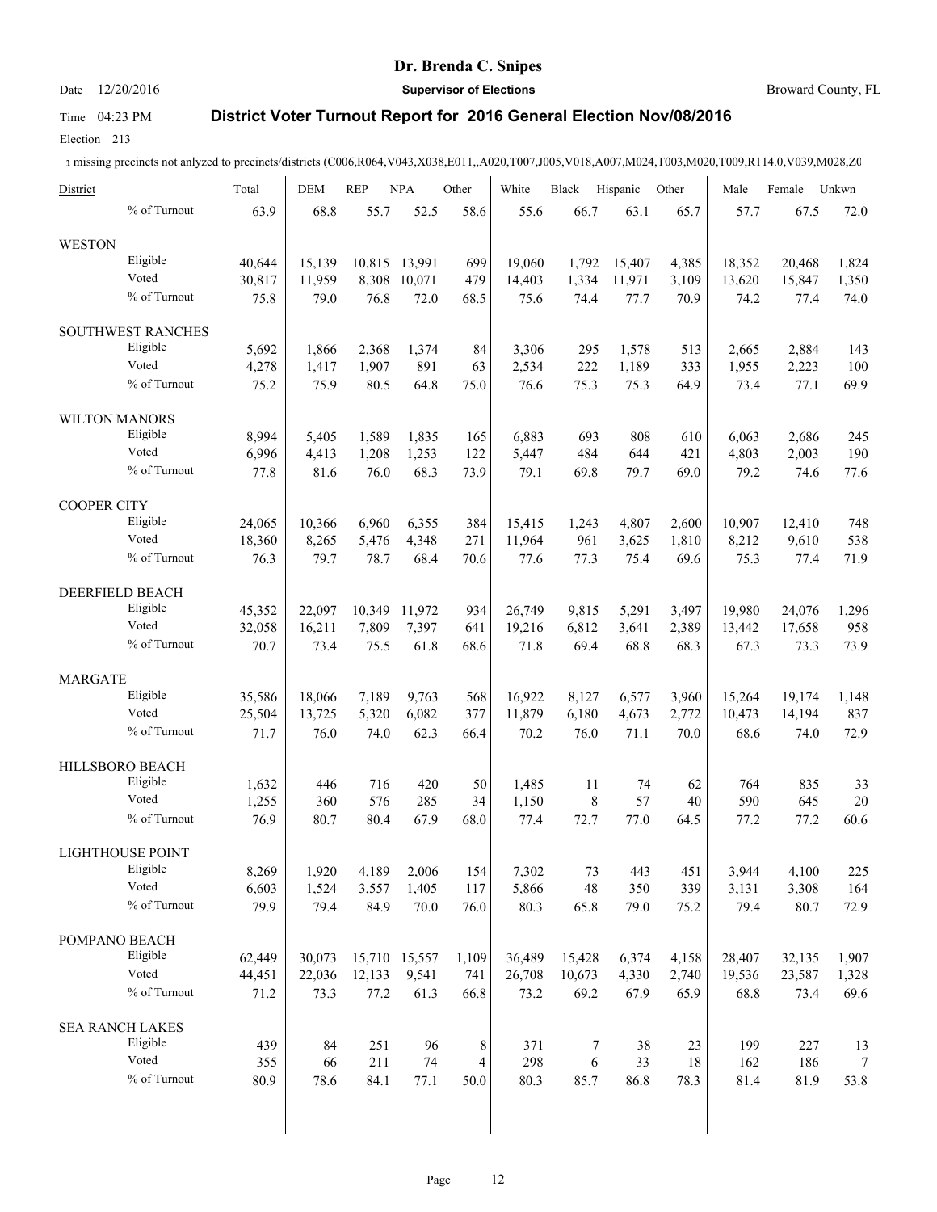# Dr. Brenda C. Snipes

Date 12/20/2016 **Supervisor of Elections** Broward County, FL

Time 04:23 PM **District Voter Turnout Report for 2016 General Election Nov/08/2016**

Election 213

ı missing precincts not anlyzed to precincts/districts (C006,R064,V043,X038,E011,,A020,T007,J005,V018,A007,M024,T003,M020,T009,R114.0,V039,M028,Z0

| District | | Total | DEM | REP | NPA | Other | White | Black | Hispanic | Other | Male | Female | Unkwn |
|---|---|---|---|---|---|---|---|---|---|---|---|---|---|
| | % of Turnout | 63.9 | 68.8 | 55.7 | 52.5 | 58.6 | 55.6 | 66.7 | 63.1 | 65.7 | 57.7 | 67.5 | 72.0 |
| WESTON | | | | | | | | | | | | | |
| | Eligible | 40,644 | 15,139 | 10,815 | 13,991 | 699 | 19,060 | 1,792 | 15,407 | 4,385 | 18,352 | 20,468 | 1,824 |
| | Voted | 30,817 | 11,959 | 8,308 | 10,071 | 479 | 14,403 | 1,334 | 11,971 | 3,109 | 13,620 | 15,847 | 1,350 |
| | % of Turnout | 75.8 | 79.0 | 76.8 | 72.0 | 68.5 | 75.6 | 74.4 | 77.7 | 70.9 | 74.2 | 77.4 | 74.0 |
| SOUTHWEST RANCHES | | | | | | | | | | | | | |
| | Eligible | 5,692 | 1,866 | 2,368 | 1,374 | 84 | 3,306 | 295 | 1,578 | 513 | 2,665 | 2,884 | 143 |
| | Voted | 4,278 | 1,417 | 1,907 | 891 | 63 | 2,534 | 222 | 1,189 | 333 | 1,955 | 2,223 | 100 |
| | % of Turnout | 75.2 | 75.9 | 80.5 | 64.8 | 75.0 | 76.6 | 75.3 | 75.3 | 64.9 | 73.4 | 77.1 | 69.9 |
| WILTON MANORS | | | | | | | | | | | | | |
| | Eligible | 8,994 | 5,405 | 1,589 | 1,835 | 165 | 6,883 | 693 | 808 | 610 | 6,063 | 2,686 | 245 |
| | Voted | 6,996 | 4,413 | 1,208 | 1,253 | 122 | 5,447 | 484 | 644 | 421 | 4,803 | 2,003 | 190 |
| | % of Turnout | 77.8 | 81.6 | 76.0 | 68.3 | 73.9 | 79.1 | 69.8 | 79.7 | 69.0 | 79.2 | 74.6 | 77.6 |
| COOPER CITY | | | | | | | | | | | | | |
| | Eligible | 24,065 | 10,366 | 6,960 | 6,355 | 384 | 15,415 | 1,243 | 4,807 | 2,600 | 10,907 | 12,410 | 748 |
| | Voted | 18,360 | 8,265 | 5,476 | 4,348 | 271 | 11,964 | 961 | 3,625 | 1,810 | 8,212 | 9,610 | 538 |
| | % of Turnout | 76.3 | 79.7 | 78.7 | 68.4 | 70.6 | 77.6 | 77.3 | 75.4 | 69.6 | 75.3 | 77.4 | 71.9 |
| DEERFIELD BEACH | | | | | | | | | | | | | |
| | Eligible | 45,352 | 22,097 | 10,349 | 11,972 | 934 | 26,749 | 9,815 | 5,291 | 3,497 | 19,980 | 24,076 | 1,296 |
| | Voted | 32,058 | 16,211 | 7,809 | 7,397 | 641 | 19,216 | 6,812 | 3,641 | 2,389 | 13,442 | 17,658 | 958 |
| | % of Turnout | 70.7 | 73.4 | 75.5 | 61.8 | 68.6 | 71.8 | 69.4 | 68.8 | 68.3 | 67.3 | 73.3 | 73.9 |
| MARGATE | | | | | | | | | | | | | |
| | Eligible | 35,586 | 18,066 | 7,189 | 9,763 | 568 | 16,922 | 8,127 | 6,577 | 3,960 | 15,264 | 19,174 | 1,148 |
| | Voted | 25,504 | 13,725 | 5,320 | 6,082 | 377 | 11,879 | 6,180 | 4,673 | 2,772 | 10,473 | 14,194 | 837 |
| | % of Turnout | 71.7 | 76.0 | 74.0 | 62.3 | 66.4 | 70.2 | 76.0 | 71.1 | 70.0 | 68.6 | 74.0 | 72.9 |
| HILLSBORO BEACH | | | | | | | | | | | | | |
| | Eligible | 1,632 | 446 | 716 | 420 | 50 | 1,485 | 11 | 74 | 62 | 764 | 835 | 33 |
| | Voted | 1,255 | 360 | 576 | 285 | 34 | 1,150 | 8 | 57 | 40 | 590 | 645 | 20 |
| | % of Turnout | 76.9 | 80.7 | 80.4 | 67.9 | 68.0 | 77.4 | 72.7 | 77.0 | 64.5 | 77.2 | 77.2 | 60.6 |
| LIGHTHOUSE POINT | | | | | | | | | | | | | |
| | Eligible | 8,269 | 1,920 | 4,189 | 2,006 | 154 | 7,302 | 73 | 443 | 451 | 3,944 | 4,100 | 225 |
| | Voted | 6,603 | 1,524 | 3,557 | 1,405 | 117 | 5,866 | 48 | 350 | 339 | 3,131 | 3,308 | 164 |
| | % of Turnout | 79.9 | 79.4 | 84.9 | 70.0 | 76.0 | 80.3 | 65.8 | 79.0 | 75.2 | 79.4 | 80.7 | 72.9 |
| POMPANO BEACH | | | | | | | | | | | | | |
| | Eligible | 62,449 | 30,073 | 15,710 | 15,557 | 1,109 | 36,489 | 15,428 | 6,374 | 4,158 | 28,407 | 32,135 | 1,907 |
| | Voted | 44,451 | 22,036 | 12,133 | 9,541 | 741 | 26,708 | 10,673 | 4,330 | 2,740 | 19,536 | 23,587 | 1,328 |
| | % of Turnout | 71.2 | 73.3 | 77.2 | 61.3 | 66.8 | 73.2 | 69.2 | 67.9 | 65.9 | 68.8 | 73.4 | 69.6 |
| SEA RANCH LAKES | | | | | | | | | | | | | |
| | Eligible | 439 | 84 | 251 | 96 | 8 | 371 | 7 | 38 | 23 | 199 | 227 | 13 |
| | Voted | 355 | 66 | 211 | 74 | 4 | 298 | 6 | 33 | 18 | 162 | 186 | 7 |
| | % of Turnout | 80.9 | 78.6 | 84.1 | 77.1 | 50.0 | 80.3 | 85.7 | 86.8 | 78.3 | 81.4 | 81.9 | 53.8 |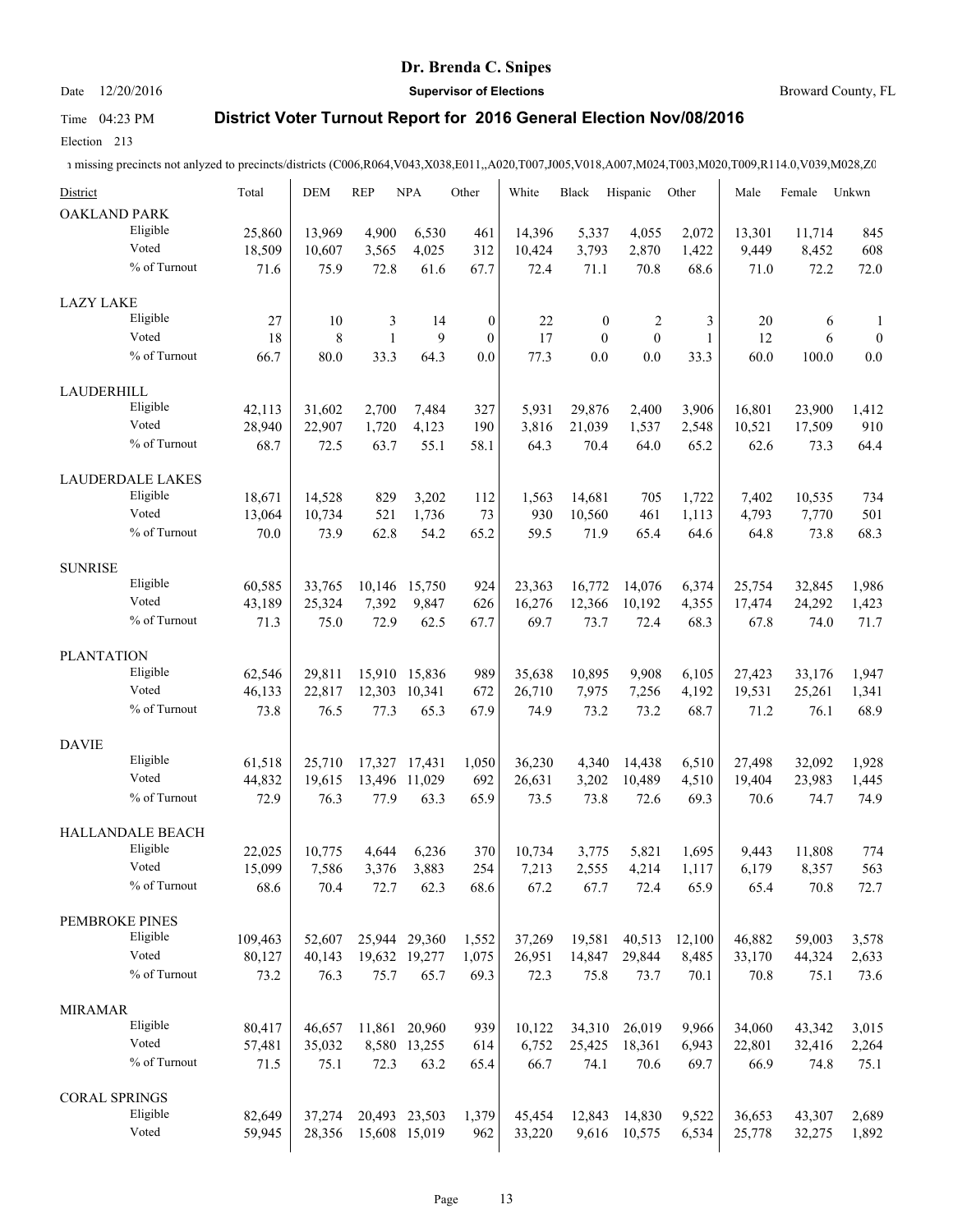# Dr. Brenda C. Snipes

Date 12/20/2016 **Supervisor of Elections** Broward County, FL

Time 04:23 PM **District Voter Turnout Report for 2016 General Election Nov/08/2016**

Election 213

ı missing precincts not anlyzed to precincts/districts (C006,R064,V043,X038,E011,,A020,T007,J005,V018,A007,M024,T003,M020,T009,R114.0,V039,M028,Z0

| District | | Total | DEM | REP | NPA | Other | White | Black | Hispanic | Other | Male | Female | Unkwn |
|---|---|---|---|---|---|---|---|---|---|---|---|---|---|
| OAKLAND PARK | | | | | | | | | | | | | |
| | Eligible | 25,860 | 13,969 | 4,900 | 6,530 | 461 | 14,396 | 5,337 | 4,055 | 2,072 | 13,301 | 11,714 | 845 |
| | Voted | 18,509 | 10,607 | 3,565 | 4,025 | 312 | 10,424 | 3,793 | 2,870 | 1,422 | 9,449 | 8,452 | 608 |
| | % of Turnout | 71.6 | 75.9 | 72.8 | 61.6 | 67.7 | 72.4 | 71.1 | 70.8 | 68.6 | 71.0 | 72.2 | 72.0 |
| LAZY LAKE | | | | | | | | | | | | | |
| | Eligible | 27 | 10 | 3 | 14 | 0 | 22 | 0 | 2 | 3 | 20 | 6 | 1 |
| | Voted | 18 | 8 | 1 | 9 | 0 | 17 | 0 | 0 | 1 | 12 | 6 | 0 |
| | % of Turnout | 66.7 | 80.0 | 33.3 | 64.3 | 0.0 | 77.3 | 0.0 | 0.0 | 33.3 | 60.0 | 100.0 | 0.0 |
| LAUDERHILL | | | | | | | | | | | | | |
| | Eligible | 42,113 | 31,602 | 2,700 | 7,484 | 327 | 5,931 | 29,876 | 2,400 | 3,906 | 16,801 | 23,900 | 1,412 |
| | Voted | 28,940 | 22,907 | 1,720 | 4,123 | 190 | 3,816 | 21,039 | 1,537 | 2,548 | 10,521 | 17,509 | 910 |
| | % of Turnout | 68.7 | 72.5 | 63.7 | 55.1 | 58.1 | 64.3 | 70.4 | 64.0 | 65.2 | 62.6 | 73.3 | 64.4 |
| LAUDERDALE LAKES | | | | | | | | | | | | | |
| | Eligible | 18,671 | 14,528 | 829 | 3,202 | 112 | 1,563 | 14,681 | 705 | 1,722 | 7,402 | 10,535 | 734 |
| | Voted | 13,064 | 10,734 | 521 | 1,736 | 73 | 930 | 10,560 | 461 | 1,113 | 4,793 | 7,770 | 501 |
| | % of Turnout | 70.0 | 73.9 | 62.8 | 54.2 | 65.2 | 59.5 | 71.9 | 65.4 | 64.6 | 64.8 | 73.8 | 68.3 |
| SUNRISE | | | | | | | | | | | | | |
| | Eligible | 60,585 | 33,765 | 10,146 | 15,750 | 924 | 23,363 | 16,772 | 14,076 | 6,374 | 25,754 | 32,845 | 1,986 |
| | Voted | 43,189 | 25,324 | 7,392 | 9,847 | 626 | 16,276 | 12,366 | 10,192 | 4,355 | 17,474 | 24,292 | 1,423 |
| | % of Turnout | 71.3 | 75.0 | 72.9 | 62.5 | 67.7 | 69.7 | 73.7 | 72.4 | 68.3 | 67.8 | 74.0 | 71.7 |
| PLANTATION | | | | | | | | | | | | | |
| | Eligible | 62,546 | 29,811 | 15,910 | 15,836 | 989 | 35,638 | 10,895 | 9,908 | 6,105 | 27,423 | 33,176 | 1,947 |
| | Voted | 46,133 | 22,817 | 12,303 | 10,341 | 672 | 26,710 | 7,975 | 7,256 | 4,192 | 19,531 | 25,261 | 1,341 |
| | % of Turnout | 73.8 | 76.5 | 77.3 | 65.3 | 67.9 | 74.9 | 73.2 | 73.2 | 68.7 | 71.2 | 76.1 | 68.9 |
| DAVIE | | | | | | | | | | | | | |
| | Eligible | 61,518 | 25,710 | 17,327 | 17,431 | 1,050 | 36,230 | 4,340 | 14,438 | 6,510 | 27,498 | 32,092 | 1,928 |
| | Voted | 44,832 | 19,615 | 13,496 | 11,029 | 692 | 26,631 | 3,202 | 10,489 | 4,510 | 19,404 | 23,983 | 1,445 |
| | % of Turnout | 72.9 | 76.3 | 77.9 | 63.3 | 65.9 | 73.5 | 73.8 | 72.6 | 69.3 | 70.6 | 74.7 | 74.9 |
| HALLANDALE BEACH | | | | | | | | | | | | | |
| | Eligible | 22,025 | 10,775 | 4,644 | 6,236 | 370 | 10,734 | 3,775 | 5,821 | 1,695 | 9,443 | 11,808 | 774 |
| | Voted | 15,099 | 7,586 | 3,376 | 3,883 | 254 | 7,213 | 2,555 | 4,214 | 1,117 | 6,179 | 8,357 | 563 |
| | % of Turnout | 68.6 | 70.4 | 72.7 | 62.3 | 68.6 | 67.2 | 67.7 | 72.4 | 65.9 | 65.4 | 70.8 | 72.7 |
| PEMBROKE PINES | | | | | | | | | | | | | |
| | Eligible | 109,463 | 52,607 | 25,944 | 29,360 | 1,552 | 37,269 | 19,581 | 40,513 | 12,100 | 46,882 | 59,003 | 3,578 |
| | Voted | 80,127 | 40,143 | 19,632 | 19,277 | 1,075 | 26,951 | 14,847 | 29,844 | 8,485 | 33,170 | 44,324 | 2,633 |
| | % of Turnout | 73.2 | 76.3 | 75.7 | 65.7 | 69.3 | 72.3 | 75.8 | 73.7 | 70.1 | 70.8 | 75.1 | 73.6 |
| MIRAMAR | | | | | | | | | | | | | |
| | Eligible | 80,417 | 46,657 | 11,861 | 20,960 | 939 | 10,122 | 34,310 | 26,019 | 9,966 | 34,060 | 43,342 | 3,015 |
| | Voted | 57,481 | 35,032 | 8,580 | 13,255 | 614 | 6,752 | 25,425 | 18,361 | 6,943 | 22,801 | 32,416 | 2,264 |
| | % of Turnout | 71.5 | 75.1 | 72.3 | 63.2 | 65.4 | 66.7 | 74.1 | 70.6 | 69.7 | 66.9 | 74.8 | 75.1 |
| CORAL SPRINGS | | | | | | | | | | | | | |
| | Eligible | 82,649 | 37,274 | 20,493 | 23,503 | 1,379 | 45,454 | 12,843 | 14,830 | 9,522 | 36,653 | 43,307 | 2,689 |
| | Voted | 59,945 | 28,356 | 15,608 | 15,019 | 962 | 33,220 | 9,616 | 10,575 | 6,534 | 25,778 | 32,275 | 1,892 |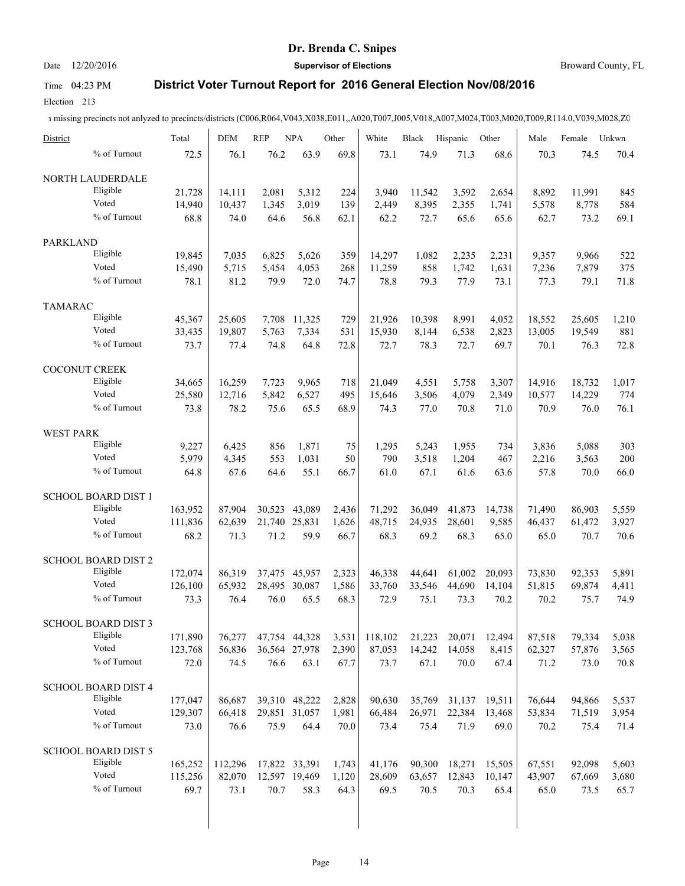Date 12/20/2016

**Dr. Brenda C. Snipes**

**Supervisor of Elections**

Broward County, FL

Time 04:23 PM

**District Voter Turnout Report for 2016 General Election Nov/08/2016**

Election 213

ı missing precincts not anlyzed to precincts/districts (C006,R064,V043,X038,E011,,A020,T007,J005,V018,A007,M024,T003,M020,T009,R114.0,V039,M028,Z0

| District | | Total | DEM | REP | NPA | Other | White | Black | Hispanic | Other | Male | Female | Unkwn |
|---|---|---|---|---|---|---|---|---|---|---|---|---|---|
| | % of Turnout | 72.5 | 76.1 | 76.2 | 63.9 | 69.8 | 73.1 | 74.9 | 71.3 | 68.6 | 70.3 | 74.5 | 70.4 |
| NORTH LAUDERDALE | | | | | | | | | | | | | |
| | Eligible | 21,728 | 14,111 | 2,081 | 5,312 | 224 | 3,940 | 11,542 | 3,592 | 2,654 | 8,892 | 11,991 | 845 |
| | Voted | 14,940 | 10,437 | 1,345 | 3,019 | 139 | 2,449 | 8,395 | 2,355 | 1,741 | 5,578 | 8,778 | 584 |
| | % of Turnout | 68.8 | 74.0 | 64.6 | 56.8 | 62.1 | 62.2 | 72.7 | 65.6 | 65.6 | 62.7 | 73.2 | 69.1 |
| PARKLAND | | | | | | | | | | | | | |
| | Eligible | 19,845 | 7,035 | 6,825 | 5,626 | 359 | 14,297 | 1,082 | 2,235 | 2,231 | 9,357 | 9,966 | 522 |
| | Voted | 15,490 | 5,715 | 5,454 | 4,053 | 268 | 11,259 | 858 | 1,742 | 1,631 | 7,236 | 7,879 | 375 |
| | % of Turnout | 78.1 | 81.2 | 79.9 | 72.0 | 74.7 | 78.8 | 79.3 | 77.9 | 73.1 | 77.3 | 79.1 | 71.8 |
| TAMARAC | | | | | | | | | | | | | |
| | Eligible | 45,367 | 25,605 | 7,708 | 11,325 | 729 | 21,926 | 10,398 | 8,991 | 4,052 | 18,552 | 25,605 | 1,210 |
| | Voted | 33,435 | 19,807 | 5,763 | 7,334 | 531 | 15,930 | 8,144 | 6,538 | 2,823 | 13,005 | 19,549 | 881 |
| | % of Turnout | 73.7 | 77.4 | 74.8 | 64.8 | 72.8 | 72.7 | 78.3 | 72.7 | 69.7 | 70.1 | 76.3 | 72.8 |
| COCONUT CREEK | | | | | | | | | | | | | |
| | Eligible | 34,665 | 16,259 | 7,723 | 9,965 | 718 | 21,049 | 4,551 | 5,758 | 3,307 | 14,916 | 18,732 | 1,017 |
| | Voted | 25,580 | 12,716 | 5,842 | 6,527 | 495 | 15,646 | 3,506 | 4,079 | 2,349 | 10,577 | 14,229 | 774 |
| | % of Turnout | 73.8 | 78.2 | 75.6 | 65.5 | 68.9 | 74.3 | 77.0 | 70.8 | 71.0 | 70.9 | 76.0 | 76.1 |
| WEST PARK | | | | | | | | | | | | | |
| | Eligible | 9,227 | 6,425 | 856 | 1,871 | 75 | 1,295 | 5,243 | 1,955 | 734 | 3,836 | 5,088 | 303 |
| | Voted | 5,979 | 4,345 | 553 | 1,031 | 50 | 790 | 3,518 | 1,204 | 467 | 2,216 | 3,563 | 200 |
| | % of Turnout | 64.8 | 67.6 | 64.6 | 55.1 | 66.7 | 61.0 | 67.1 | 61.6 | 63.6 | 57.8 | 70.0 | 66.0 |
| SCHOOL BOARD DIST 1 | | | | | | | | | | | | | |
| | Eligible | 163,952 | 87,904 | 30,523 | 43,089 | 2,436 | 71,292 | 36,049 | 41,873 | 14,738 | 71,490 | 86,903 | 5,559 |
| | Voted | 111,836 | 62,639 | 21,740 | 25,831 | 1,626 | 48,715 | 24,935 | 28,601 | 9,585 | 46,437 | 61,472 | 3,927 |
| | % of Turnout | 68.2 | 71.3 | 71.2 | 59.9 | 66.7 | 68.3 | 69.2 | 68.3 | 65.0 | 65.0 | 70.7 | 70.6 |
| SCHOOL BOARD DIST 2 | | | | | | | | | | | | | |
| | Eligible | 172,074 | 86,319 | 37,475 | 45,957 | 2,323 | 46,338 | 44,641 | 61,002 | 20,093 | 73,830 | 92,353 | 5,891 |
| | Voted | 126,100 | 65,932 | 28,495 | 30,087 | 1,586 | 33,760 | 33,546 | 44,690 | 14,104 | 51,815 | 69,874 | 4,411 |
| | % of Turnout | 73.3 | 76.4 | 76.0 | 65.5 | 68.3 | 72.9 | 75.1 | 73.3 | 70.2 | 70.2 | 75.7 | 74.9 |
| SCHOOL BOARD DIST 3 | | | | | | | | | | | | | |
| | Eligible | 171,890 | 76,277 | 47,754 | 44,328 | 3,531 | 118,102 | 21,223 | 20,071 | 12,494 | 87,518 | 79,334 | 5,038 |
| | Voted | 123,768 | 56,836 | 36,564 | 27,978 | 2,390 | 87,053 | 14,242 | 14,058 | 8,415 | 62,327 | 57,876 | 3,565 |
| | % of Turnout | 72.0 | 74.5 | 76.6 | 63.1 | 67.7 | 73.7 | 67.1 | 70.0 | 67.4 | 71.2 | 73.0 | 70.8 |
| SCHOOL BOARD DIST 4 | | | | | | | | | | | | | |
| | Eligible | 177,047 | 86,687 | 39,310 | 48,222 | 2,828 | 90,630 | 35,769 | 31,137 | 19,511 | 76,644 | 94,866 | 5,537 |
| | Voted | 129,307 | 66,418 | 29,851 | 31,057 | 1,981 | 66,484 | 26,971 | 22,384 | 13,468 | 53,834 | 71,519 | 3,954 |
| | % of Turnout | 73.0 | 76.6 | 75.9 | 64.4 | 70.0 | 73.4 | 75.4 | 71.9 | 69.0 | 70.2 | 75.4 | 71.4 |
| SCHOOL BOARD DIST 5 | | | | | | | | | | | | | |
| | Eligible | 165,252 | 112,296 | 17,822 | 33,391 | 1,743 | 41,176 | 90,300 | 18,271 | 15,505 | 67,551 | 92,098 | 5,603 |
| | Voted | 115,256 | 82,070 | 12,597 | 19,469 | 1,120 | 28,609 | 63,657 | 12,843 | 10,147 | 43,907 | 67,669 | 3,680 |
| | % of Turnout | 69.7 | 73.1 | 70.7 | 58.3 | 64.3 | 69.5 | 70.5 | 70.3 | 65.4 | 65.0 | 73.5 | 65.7 |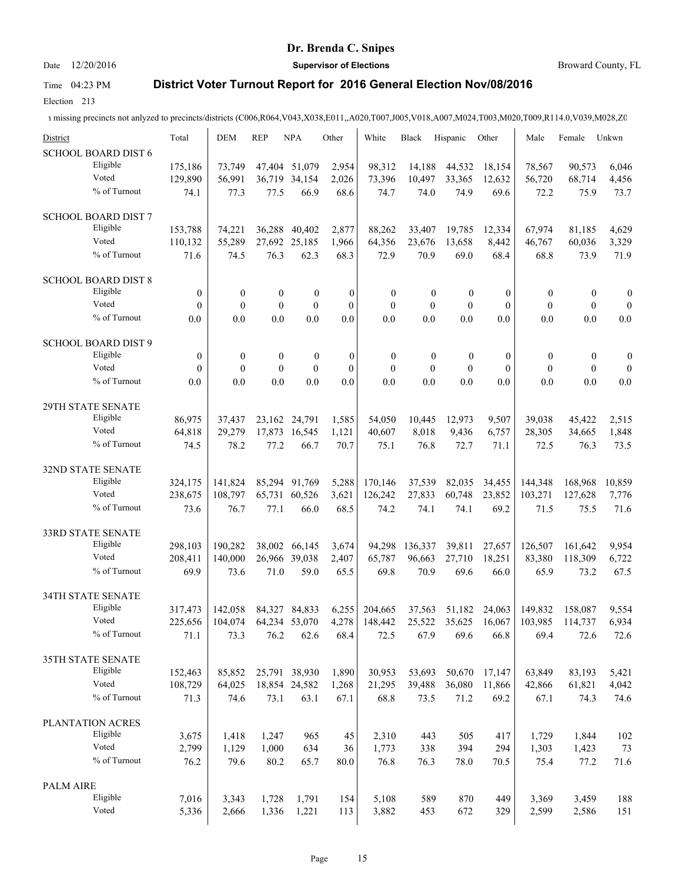# Dr. Brenda C. Snipes

Date 12/20/2016 **Supervisor of Elections** Broward County, FL

Time 04:23 PM **District Voter Turnout Report for 2016 General Election Nov/08/2016**

Election 213

ı missing precincts not anlyzed to precincts/districts (C006,R064,V043,X038,E011,,A020,T007,J005,V018,A007,M024,T003,M020,T009,R114.0,V039,M028,Z0

| District | | Total | DEM | REP | NPA | Other | White | Black | Hispanic | Other | Male | Female | Unkwn |
|---|---|---|---|---|---|---|---|---|---|---|---|---|---|
| SCHOOL BOARD DIST 6 | | | | | | | | | | | | | |
| | Eligible | 175,186 | 73,749 | 47,404 | 51,079 | 2,954 | 98,312 | 14,188 | 44,532 | 18,154 | 78,567 | 90,573 | 6,046 |
| | Voted | 129,890 | 56,991 | 36,719 | 34,154 | 2,026 | 73,396 | 10,497 | 33,365 | 12,632 | 56,720 | 68,714 | 4,456 |
| | % of Turnout | 74.1 | 77.3 | 77.5 | 66.9 | 68.6 | 74.7 | 74.0 | 74.9 | 69.6 | 72.2 | 75.9 | 73.7 |
| SCHOOL BOARD DIST 7 | | | | | | | | | | | | | |
| | Eligible | 153,788 | 74,221 | 36,288 | 40,402 | 2,877 | 88,262 | 33,407 | 19,785 | 12,334 | 67,974 | 81,185 | 4,629 |
| | Voted | 110,132 | 55,289 | 27,692 | 25,185 | 1,966 | 64,356 | 23,676 | 13,658 | 8,442 | 46,767 | 60,036 | 3,329 |
| | % of Turnout | 71.6 | 74.5 | 76.3 | 62.3 | 68.3 | 72.9 | 70.9 | 69.0 | 68.4 | 68.8 | 73.9 | 71.9 |
| SCHOOL BOARD DIST 8 | | | | | | | | | | | | | |
| | Eligible | 0 | 0 | 0 | 0 | 0 | 0 | 0 | 0 | 0 | 0 | 0 | 0 |
| | Voted | 0 | 0 | 0 | 0 | 0 | 0 | 0 | 0 | 0 | 0 | 0 | 0 |
| | % of Turnout | 0.0 | 0.0 | 0.0 | 0.0 | 0.0 | 0.0 | 0.0 | 0.0 | 0.0 | 0.0 | 0.0 | 0.0 |
| SCHOOL BOARD DIST 9 | | | | | | | | | | | | | |
| | Eligible | 0 | 0 | 0 | 0 | 0 | 0 | 0 | 0 | 0 | 0 | 0 | 0 |
| | Voted | 0 | 0 | 0 | 0 | 0 | 0 | 0 | 0 | 0 | 0 | 0 | 0 |
| | % of Turnout | 0.0 | 0.0 | 0.0 | 0.0 | 0.0 | 0.0 | 0.0 | 0.0 | 0.0 | 0.0 | 0.0 | 0.0 |
| 29TH STATE SENATE | | | | | | | | | | | | | |
| | Eligible | 86,975 | 37,437 | 23,162 | 24,791 | 1,585 | 54,050 | 10,445 | 12,973 | 9,507 | 39,038 | 45,422 | 2,515 |
| | Voted | 64,818 | 29,279 | 17,873 | 16,545 | 1,121 | 40,607 | 8,018 | 9,436 | 6,757 | 28,305 | 34,665 | 1,848 |
| | % of Turnout | 74.5 | 78.2 | 77.2 | 66.7 | 70.7 | 75.1 | 76.8 | 72.7 | 71.1 | 72.5 | 76.3 | 73.5 |
| 32ND STATE SENATE | | | | | | | | | | | | | |
| | Eligible | 324,175 | 141,824 | 85,294 | 91,769 | 5,288 | 170,146 | 37,539 | 82,035 | 34,455 | 144,348 | 168,968 | 10,859 |
| | Voted | 238,675 | 108,797 | 65,731 | 60,526 | 3,621 | 126,242 | 27,833 | 60,748 | 23,852 | 103,271 | 127,628 | 7,776 |
| | % of Turnout | 73.6 | 76.7 | 77.1 | 66.0 | 68.5 | 74.2 | 74.1 | 74.1 | 69.2 | 71.5 | 75.5 | 71.6 |
| 33RD STATE SENATE | | | | | | | | | | | | | |
| | Eligible | 298,103 | 190,282 | 38,002 | 66,145 | 3,674 | 94,298 | 136,337 | 39,811 | 27,657 | 126,507 | 161,642 | 9,954 |
| | Voted | 208,411 | 140,000 | 26,966 | 39,038 | 2,407 | 65,787 | 96,663 | 27,710 | 18,251 | 83,380 | 118,309 | 6,722 |
| | % of Turnout | 69.9 | 73.6 | 71.0 | 59.0 | 65.5 | 69.8 | 70.9 | 69.6 | 66.0 | 65.9 | 73.2 | 67.5 |
| 34TH STATE SENATE | | | | | | | | | | | | | |
| | Eligible | 317,473 | 142,058 | 84,327 | 84,833 | 6,255 | 204,665 | 37,563 | 51,182 | 24,063 | 149,832 | 158,087 | 9,554 |
| | Voted | 225,656 | 104,074 | 64,234 | 53,070 | 4,278 | 148,442 | 25,522 | 35,625 | 16,067 | 103,985 | 114,737 | 6,934 |
| | % of Turnout | 71.1 | 73.3 | 76.2 | 62.6 | 68.4 | 72.5 | 67.9 | 69.6 | 66.8 | 69.4 | 72.6 | 72.6 |
| 35TH STATE SENATE | | | | | | | | | | | | | |
| | Eligible | 152,463 | 85,852 | 25,791 | 38,930 | 1,890 | 30,953 | 53,693 | 50,670 | 17,147 | 63,849 | 83,193 | 5,421 |
| | Voted | 108,729 | 64,025 | 18,854 | 24,582 | 1,268 | 21,295 | 39,488 | 36,080 | 11,866 | 42,866 | 61,821 | 4,042 |
| | % of Turnout | 71.3 | 74.6 | 73.1 | 63.1 | 67.1 | 68.8 | 73.5 | 71.2 | 69.2 | 67.1 | 74.3 | 74.6 |
| PLANTATION ACRES | | | | | | | | | | | | | |
| | Eligible | 3,675 | 1,418 | 1,247 | 965 | 45 | 2,310 | 443 | 505 | 417 | 1,729 | 1,844 | 102 |
| | Voted | 2,799 | 1,129 | 1,000 | 634 | 36 | 1,773 | 338 | 394 | 294 | 1,303 | 1,423 | 73 |
| | % of Turnout | 76.2 | 79.6 | 80.2 | 65.7 | 80.0 | 76.8 | 76.3 | 78.0 | 70.5 | 75.4 | 77.2 | 71.6 |
| PALM AIRE | | | | | | | | | | | | | |
| | Eligible | 7,016 | 3,343 | 1,728 | 1,791 | 154 | 5,108 | 589 | 870 | 449 | 3,369 | 3,459 | 188 |
| | Voted | 5,336 | 2,666 | 1,336 | 1,221 | 113 | 3,882 | 453 | 672 | 329 | 2,599 | 2,586 | 151 |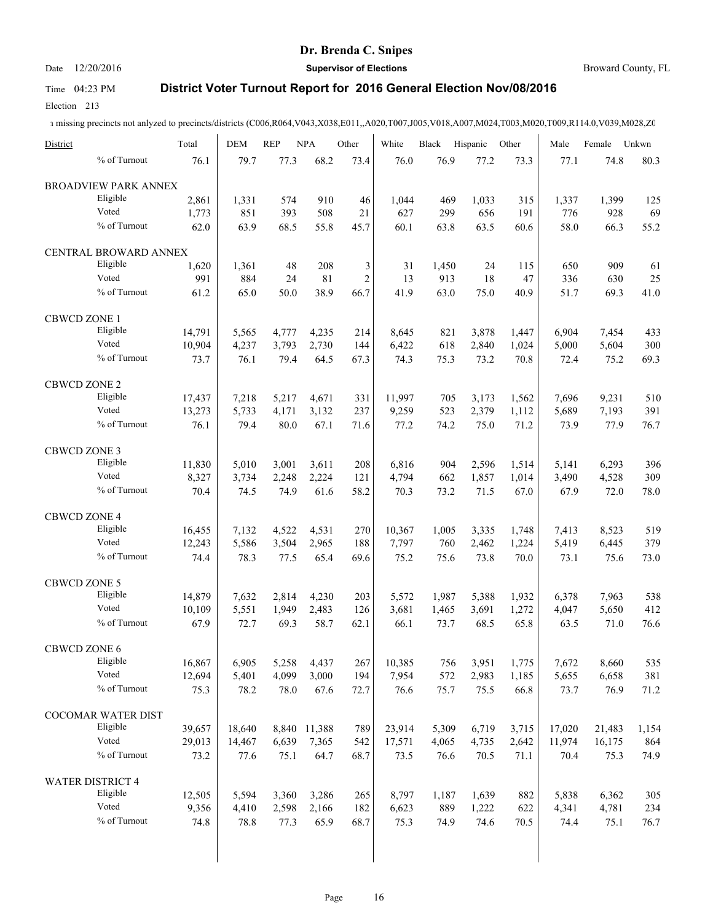# Dr. Brenda C. Snipes

**Supervisor of Elections**

Date 12/20/2016 Broward County, FL

Time 04:23 PM

## District Voter Turnout Report for 2016 General Election Nov/08/2016

Election 213

ı missing precincts not anlyzed to precincts/districts (C006,R064,V043,X038,E011,,A020,T007,J005,V018,A007,M024,T003,M020,T009,R114.0,V039,M028,Z0

| District | | Total | DEM | REP | NPA | Other | White | Black | Hispanic | Other | Male | Female | Unkwn |
|---|---|---|---|---|---|---|---|---|---|---|---|---|---|
| | % of Turnout | 76.1 | 79.7 | 77.3 | 68.2 | 73.4 | 76.0 | 76.9 | 77.2 | 73.3 | 77.1 | 74.8 | 80.3 |
| BROADVIEW PARK ANNEX | | | | | | | | | | | | | |
| | Eligible | 2,861 | 1,331 | 574 | 910 | 46 | 1,044 | 469 | 1,033 | 315 | 1,337 | 1,399 | 125 |
| | Voted | 1,773 | 851 | 393 | 508 | 21 | 627 | 299 | 656 | 191 | 776 | 928 | 69 |
| | % of Turnout | 62.0 | 63.9 | 68.5 | 55.8 | 45.7 | 60.1 | 63.8 | 63.5 | 60.6 | 58.0 | 66.3 | 55.2 |
| CENTRAL BROWARD ANNEX | | | | | | | | | | | | | |
| | Eligible | 1,620 | 1,361 | 48 | 208 | 3 | 31 | 1,450 | 24 | 115 | 650 | 909 | 61 |
| | Voted | 991 | 884 | 24 | 81 | 2 | 13 | 913 | 18 | 47 | 336 | 630 | 25 |
| | % of Turnout | 61.2 | 65.0 | 50.0 | 38.9 | 66.7 | 41.9 | 63.0 | 75.0 | 40.9 | 51.7 | 69.3 | 41.0 |
| CBWCD ZONE 1 | | | | | | | | | | | | | |
| | Eligible | 14,791 | 5,565 | 4,777 | 4,235 | 214 | 8,645 | 821 | 3,878 | 1,447 | 6,904 | 7,454 | 433 |
| | Voted | 10,904 | 4,237 | 3,793 | 2,730 | 144 | 6,422 | 618 | 2,840 | 1,024 | 5,000 | 5,604 | 300 |
| | % of Turnout | 73.7 | 76.1 | 79.4 | 64.5 | 67.3 | 74.3 | 75.3 | 73.2 | 70.8 | 72.4 | 75.2 | 69.3 |
| CBWCD ZONE 2 | | | | | | | | | | | | | |
| | Eligible | 17,437 | 7,218 | 5,217 | 4,671 | 331 | 11,997 | 705 | 3,173 | 1,562 | 7,696 | 9,231 | 510 |
| | Voted | 13,273 | 5,733 | 4,171 | 3,132 | 237 | 9,259 | 523 | 2,379 | 1,112 | 5,689 | 7,193 | 391 |
| | % of Turnout | 76.1 | 79.4 | 80.0 | 67.1 | 71.6 | 77.2 | 74.2 | 75.0 | 71.2 | 73.9 | 77.9 | 76.7 |
| CBWCD ZONE 3 | | | | | | | | | | | | | |
| | Eligible | 11,830 | 5,010 | 3,001 | 3,611 | 208 | 6,816 | 904 | 2,596 | 1,514 | 5,141 | 6,293 | 396 |
| | Voted | 8,327 | 3,734 | 2,248 | 2,224 | 121 | 4,794 | 662 | 1,857 | 1,014 | 3,490 | 4,528 | 309 |
| | % of Turnout | 70.4 | 74.5 | 74.9 | 61.6 | 58.2 | 70.3 | 73.2 | 71.5 | 67.0 | 67.9 | 72.0 | 78.0 |
| CBWCD ZONE 4 | | | | | | | | | | | | | |
| | Eligible | 16,455 | 7,132 | 4,522 | 4,531 | 270 | 10,367 | 1,005 | 3,335 | 1,748 | 7,413 | 8,523 | 519 |
| | Voted | 12,243 | 5,586 | 3,504 | 2,965 | 188 | 7,797 | 760 | 2,462 | 1,224 | 5,419 | 6,445 | 379 |
| | % of Turnout | 74.4 | 78.3 | 77.5 | 65.4 | 69.6 | 75.2 | 75.6 | 73.8 | 70.0 | 73.1 | 75.6 | 73.0 |
| CBWCD ZONE 5 | | | | | | | | | | | | | |
| | Eligible | 14,879 | 7,632 | 2,814 | 4,230 | 203 | 5,572 | 1,987 | 5,388 | 1,932 | 6,378 | 7,963 | 538 |
| | Voted | 10,109 | 5,551 | 1,949 | 2,483 | 126 | 3,681 | 1,465 | 3,691 | 1,272 | 4,047 | 5,650 | 412 |
| | % of Turnout | 67.9 | 72.7 | 69.3 | 58.7 | 62.1 | 66.1 | 73.7 | 68.5 | 65.8 | 63.5 | 71.0 | 76.6 |
| CBWCD ZONE 6 | | | | | | | | | | | | | |
| | Eligible | 16,867 | 6,905 | 5,258 | 4,437 | 267 | 10,385 | 756 | 3,951 | 1,775 | 7,672 | 8,660 | 535 |
| | Voted | 12,694 | 5,401 | 4,099 | 3,000 | 194 | 7,954 | 572 | 2,983 | 1,185 | 5,655 | 6,658 | 381 |
| | % of Turnout | 75.3 | 78.2 | 78.0 | 67.6 | 72.7 | 76.6 | 75.7 | 75.5 | 66.8 | 73.7 | 76.9 | 71.2 |
| COCOMAR WATER DIST | | | | | | | | | | | | | |
| | Eligible | 39,657 | 18,640 | 8,840 | 11,388 | 789 | 23,914 | 5,309 | 6,719 | 3,715 | 17,020 | 21,483 | 1,154 |
| | Voted | 29,013 | 14,467 | 6,639 | 7,365 | 542 | 17,571 | 4,065 | 4,735 | 2,642 | 11,974 | 16,175 | 864 |
| | % of Turnout | 73.2 | 77.6 | 75.1 | 64.7 | 68.7 | 73.5 | 76.6 | 70.5 | 71.1 | 70.4 | 75.3 | 74.9 |
| WATER DISTRICT 4 | | | | | | | | | | | | | |
| | Eligible | 12,505 | 5,594 | 3,360 | 3,286 | 265 | 8,797 | 1,187 | 1,639 | 882 | 5,838 | 6,362 | 305 |
| | Voted | 9,356 | 4,410 | 2,598 | 2,166 | 182 | 6,623 | 889 | 1,222 | 622 | 4,341 | 4,781 | 234 |
| | % of Turnout | 74.8 | 78.8 | 77.3 | 65.9 | 68.7 | 75.3 | 74.9 | 74.6 | 70.5 | 74.4 | 75.1 | 76.7 |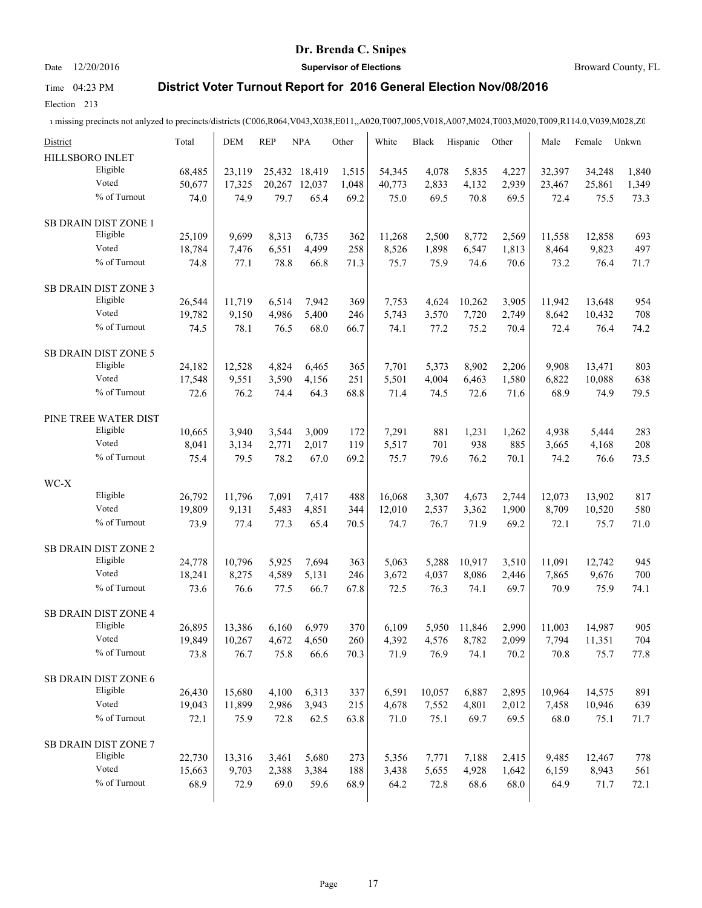# Dr. Brenda C. Snipes

Date 12/20/2016 **Supervisor of Elections** Broward County, FL

Time 04:23 PM **District Voter Turnout Report for 2016 General Election Nov/08/2016**

Election 213

ı missing precincts not anlyzed to precincts/districts (C006,R064,V043,X038,E011,,A020,T007,J005,V018,A007,M024,T003,M020,T009,R114.0,V039,M028,Z0

| District | | Total | DEM | REP | NPA | Other | White | Black | Hispanic | Other | Male | Female | Unkwn |
|---|---|---|---|---|---|---|---|---|---|---|---|---|---|
| HILLSBORO INLET | | | | | | | | | | | | | |
| | Eligible | 68,485 | 23,119 | 25,432 | 18,419 | 1,515 | 54,345 | 4,078 | 5,835 | 4,227 | 32,397 | 34,248 | 1,840 |
| | Voted | 50,677 | 17,325 | 20,267 | 12,037 | 1,048 | 40,773 | 2,833 | 4,132 | 2,939 | 23,467 | 25,861 | 1,349 |
| | % of Turnout | 74.0 | 74.9 | 79.7 | 65.4 | 69.2 | 75.0 | 69.5 | 70.8 | 69.5 | 72.4 | 75.5 | 73.3 |
| SB DRAIN DIST ZONE 1 | | | | | | | | | | | | | |
| | Eligible | 25,109 | 9,699 | 8,313 | 6,735 | 362 | 11,268 | 2,500 | 8,772 | 2,569 | 11,558 | 12,858 | 693 |
| | Voted | 18,784 | 7,476 | 6,551 | 4,499 | 258 | 8,526 | 1,898 | 6,547 | 1,813 | 8,464 | 9,823 | 497 |
| | % of Turnout | 74.8 | 77.1 | 78.8 | 66.8 | 71.3 | 75.7 | 75.9 | 74.6 | 70.6 | 73.2 | 76.4 | 71.7 |
| SB DRAIN DIST ZONE 3 | | | | | | | | | | | | | |
| | Eligible | 26,544 | 11,719 | 6,514 | 7,942 | 369 | 7,753 | 4,624 | 10,262 | 3,905 | 11,942 | 13,648 | 954 |
| | Voted | 19,782 | 9,150 | 4,986 | 5,400 | 246 | 5,743 | 3,570 | 7,720 | 2,749 | 8,642 | 10,432 | 708 |
| | % of Turnout | 74.5 | 78.1 | 76.5 | 68.0 | 66.7 | 74.1 | 77.2 | 75.2 | 70.4 | 72.4 | 76.4 | 74.2 |
| SB DRAIN DIST ZONE 5 | | | | | | | | | | | | | |
| | Eligible | 24,182 | 12,528 | 4,824 | 6,465 | 365 | 7,701 | 5,373 | 8,902 | 2,206 | 9,908 | 13,471 | 803 |
| | Voted | 17,548 | 9,551 | 3,590 | 4,156 | 251 | 5,501 | 4,004 | 6,463 | 1,580 | 6,822 | 10,088 | 638 |
| | % of Turnout | 72.6 | 76.2 | 74.4 | 64.3 | 68.8 | 71.4 | 74.5 | 72.6 | 71.6 | 68.9 | 74.9 | 79.5 |
| PINE TREE WATER DIST | | | | | | | | | | | | | |
| | Eligible | 10,665 | 3,940 | 3,544 | 3,009 | 172 | 7,291 | 881 | 1,231 | 1,262 | 4,938 | 5,444 | 283 |
| | Voted | 8,041 | 3,134 | 2,771 | 2,017 | 119 | 5,517 | 701 | 938 | 885 | 3,665 | 4,168 | 208 |
| | % of Turnout | 75.4 | 79.5 | 78.2 | 67.0 | 69.2 | 75.7 | 79.6 | 76.2 | 70.1 | 74.2 | 76.6 | 73.5 |
| WC-X | | | | | | | | | | | | | |
| | Eligible | 26,792 | 11,796 | 7,091 | 7,417 | 488 | 16,068 | 3,307 | 4,673 | 2,744 | 12,073 | 13,902 | 817 |
| | Voted | 19,809 | 9,131 | 5,483 | 4,851 | 344 | 12,010 | 2,537 | 3,362 | 1,900 | 8,709 | 10,520 | 580 |
| | % of Turnout | 73.9 | 77.4 | 77.3 | 65.4 | 70.5 | 74.7 | 76.7 | 71.9 | 69.2 | 72.1 | 75.7 | 71.0 |
| SB DRAIN DIST ZONE 2 | | | | | | | | | | | | | |
| | Eligible | 24,778 | 10,796 | 5,925 | 7,694 | 363 | 5,063 | 5,288 | 10,917 | 3,510 | 11,091 | 12,742 | 945 |
| | Voted | 18,241 | 8,275 | 4,589 | 5,131 | 246 | 3,672 | 4,037 | 8,086 | 2,446 | 7,865 | 9,676 | 700 |
| | % of Turnout | 73.6 | 76.6 | 77.5 | 66.7 | 67.8 | 72.5 | 76.3 | 74.1 | 69.7 | 70.9 | 75.9 | 74.1 |
| SB DRAIN DIST ZONE 4 | | | | | | | | | | | | | |
| | Eligible | 26,895 | 13,386 | 6,160 | 6,979 | 370 | 6,109 | 5,950 | 11,846 | 2,990 | 11,003 | 14,987 | 905 |
| | Voted | 19,849 | 10,267 | 4,672 | 4,650 | 260 | 4,392 | 4,576 | 8,782 | 2,099 | 7,794 | 11,351 | 704 |
| | % of Turnout | 73.8 | 76.7 | 75.8 | 66.6 | 70.3 | 71.9 | 76.9 | 74.1 | 70.2 | 70.8 | 75.7 | 77.8 |
| SB DRAIN DIST ZONE 6 | | | | | | | | | | | | | |
| | Eligible | 26,430 | 15,680 | 4,100 | 6,313 | 337 | 6,591 | 10,057 | 6,887 | 2,895 | 10,964 | 14,575 | 891 |
| | Voted | 19,043 | 11,899 | 2,986 | 3,943 | 215 | 4,678 | 7,552 | 4,801 | 2,012 | 7,458 | 10,946 | 639 |
| | % of Turnout | 72.1 | 75.9 | 72.8 | 62.5 | 63.8 | 71.0 | 75.1 | 69.7 | 69.5 | 68.0 | 75.1 | 71.7 |
| SB DRAIN DIST ZONE 7 | | | | | | | | | | | | | |
| | Eligible | 22,730 | 13,316 | 3,461 | 5,680 | 273 | 5,356 | 7,771 | 7,188 | 2,415 | 9,485 | 12,467 | 778 |
| | Voted | 15,663 | 9,703 | 2,388 | 3,384 | 188 | 3,438 | 5,655 | 4,928 | 1,642 | 6,159 | 8,943 | 561 |
| | % of Turnout | 68.9 | 72.9 | 69.0 | 59.6 | 68.9 | 64.2 | 72.8 | 68.6 | 68.0 | 64.9 | 71.7 | 72.1 |